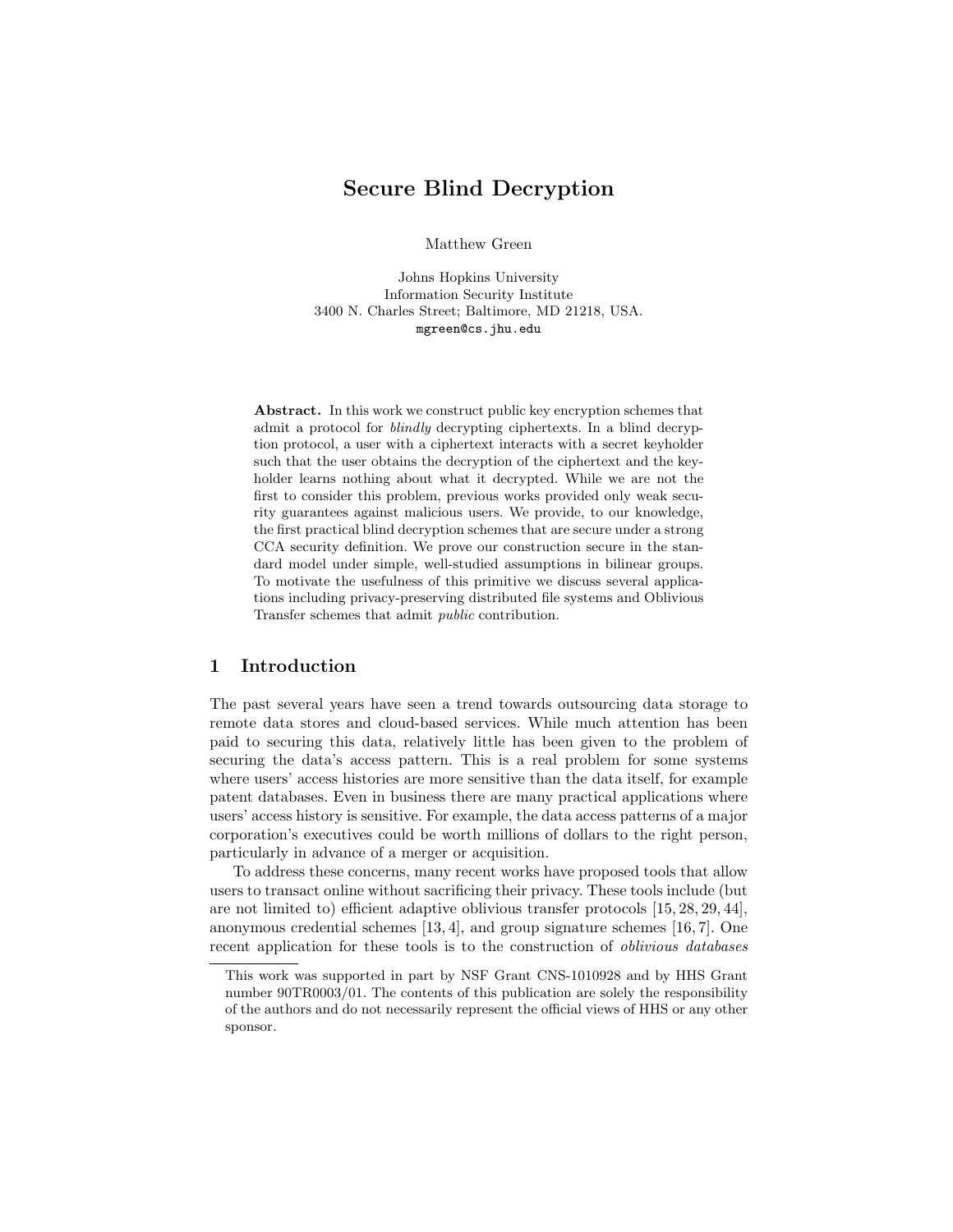# Secure Blind Decryption

Matthew Green

Johns Hopkins University
Information Security Institute
3400 N. Charles Street; Baltimore, MD 21218, USA.
mgreen@cs.jhu.edu

**Abstract.** In this work we construct public key encryption schemes that admit a protocol for *blindly* decrypting ciphertexts. In a blind decryption protocol, a user with a ciphertext interacts with a secret keyholder such that the user obtains the decryption of the ciphertext and the keyholder learns nothing about what it decrypted. While we are not the first to consider this problem, previous works provided only weak security guarantees against malicious users. We provide, to our knowledge, the first practical blind decryption schemes that are secure under a strong CCA security definition. We prove our construction secure in the standard model under simple, well-studied assumptions in bilinear groups. To motivate the usefulness of this primitive we discuss several applications including privacy-preserving distributed file systems and Oblivious Transfer schemes that admit *public* contribution.

## 1 Introduction

The past several years have seen a trend towards outsourcing data storage to remote data stores and cloud-based services. While much attention has been paid to securing this data, relatively little has been given to the problem of securing the data's access pattern. This is a real problem for some systems where users' access histories are more sensitive than the data itself, for example patent databases. Even in business there are many practical applications where users' access history is sensitive. For example, the data access patterns of a major corporation's executives could be worth millions of dollars to the right person, particularly in advance of a merger or acquisition.

To address these concerns, many recent works have proposed tools that allow users to transact online without sacrificing their privacy. These tools include (but are not limited to) efficient adaptive oblivious transfer protocols [15, 28, 29, 44], anonymous credential schemes [13, 4], and group signature schemes [16, 7]. One recent application for these tools is to the construction of *oblivious databases*

This work was supported in part by NSF Grant CNS-1010928 and by HHS Grant number 90TR0003/01. The contents of this publication are solely the responsibility of the authors and do not necessarily represent the official views of HHS or any other sponsor.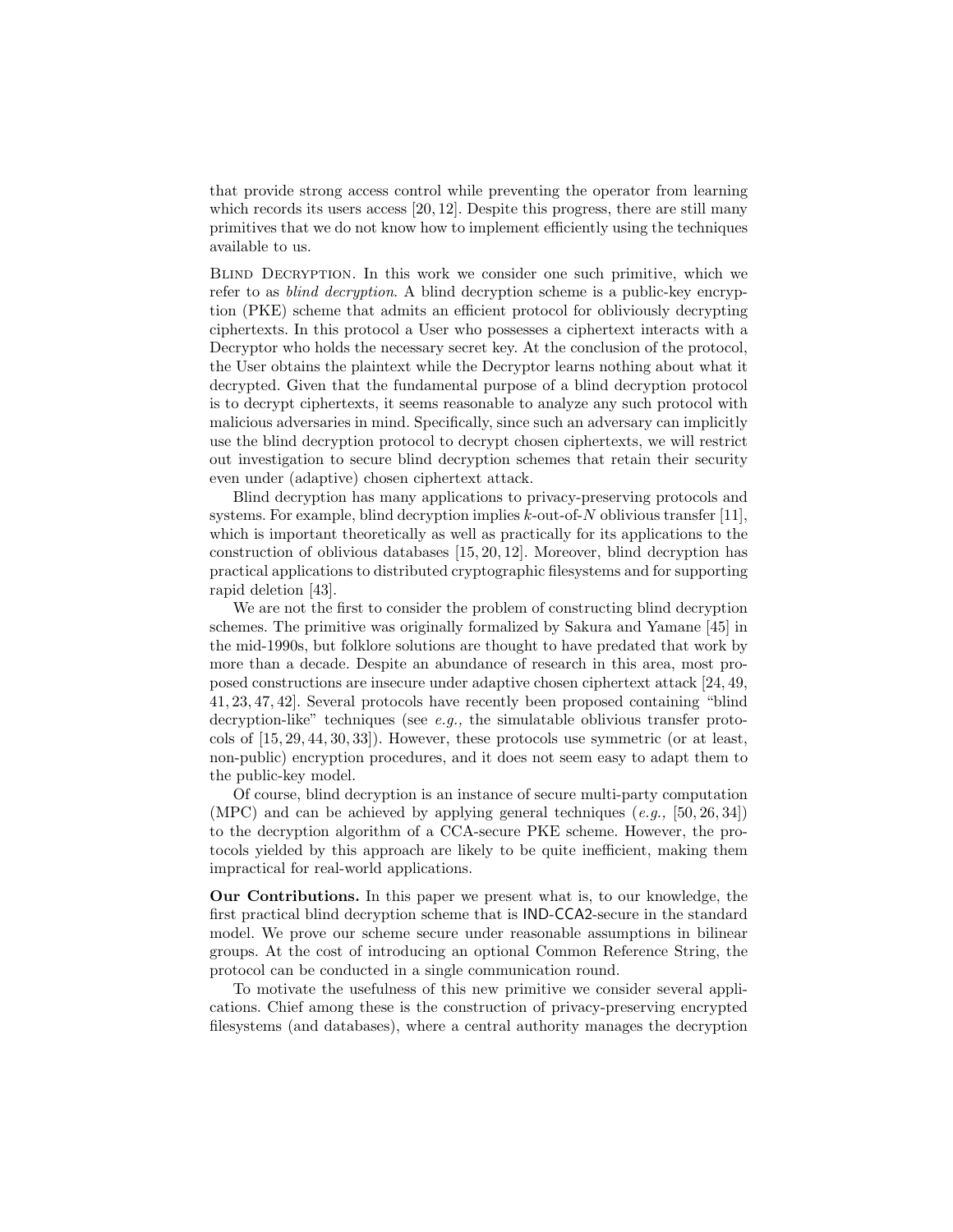that provide strong access control while preventing the operator from learning which records its users access [20, 12]. Despite this progress, there are still many primitives that we do not know how to implement efficiently using the techniques available to us.

Blind Decryption. In this work we consider one such primitive, which we refer to as *blind decryption*. A blind decryption scheme is a public-key encryption (PKE) scheme that admits an efficient protocol for obliviously decrypting ciphertexts. In this protocol a User who possesses a ciphertext interacts with a Decryptor who holds the necessary secret key. At the conclusion of the protocol, the User obtains the plaintext while the Decryptor learns nothing about what it decrypted. Given that the fundamental purpose of a blind decryption protocol is to decrypt ciphertexts, it seems reasonable to analyze any such protocol with malicious adversaries in mind. Specifically, since such an adversary can implicitly use the blind decryption protocol to decrypt chosen ciphertexts, we will restrict out investigation to secure blind decryption schemes that retain their security even under (adaptive) chosen ciphertext attack.

Blind decryption has many applications to privacy-preserving protocols and systems. For example, blind decryption implies $k$-out-of-$N$ oblivious transfer [11], which is important theoretically as well as practically for its applications to the construction of oblivious databases [15, 20, 12]. Moreover, blind decryption has practical applications to distributed cryptographic filesystems and for supporting rapid deletion [43].

We are not the first to consider the problem of constructing blind decryption schemes. The primitive was originally formalized by Sakura and Yamane [45] in the mid-1990s, but folklore solutions are thought to have predated that work by more than a decade. Despite an abundance of research in this area, most proposed constructions are insecure under adaptive chosen ciphertext attack [24, 49, 41, 23, 47, 42]. Several protocols have recently been proposed containing "blind decryption-like" techniques (see *e.g.,* the simulatable oblivious transfer protocols of [15, 29, 44, 30, 33]). However, these protocols use symmetric (or at least, non-public) encryption procedures, and it does not seem easy to adapt them to the public-key model.

Of course, blind decryption is an instance of secure multi-party computation (MPC) and can be achieved by applying general techniques (*e.g.,* [50, 26, 34]) to the decryption algorithm of a CCA-secure PKE scheme. However, the protocols yielded by this approach are likely to be quite inefficient, making them impractical for real-world applications.

**Our Contributions.** In this paper we present what is, to our knowledge, the first practical blind decryption scheme that is IND-CCA2-secure in the standard model. We prove our scheme secure under reasonable assumptions in bilinear groups. At the cost of introducing an optional Common Reference String, the protocol can be conducted in a single communication round.

To motivate the usefulness of this new primitive we consider several applications. Chief among these is the construction of privacy-preserving encrypted filesystems (and databases), where a central authority manages the decryption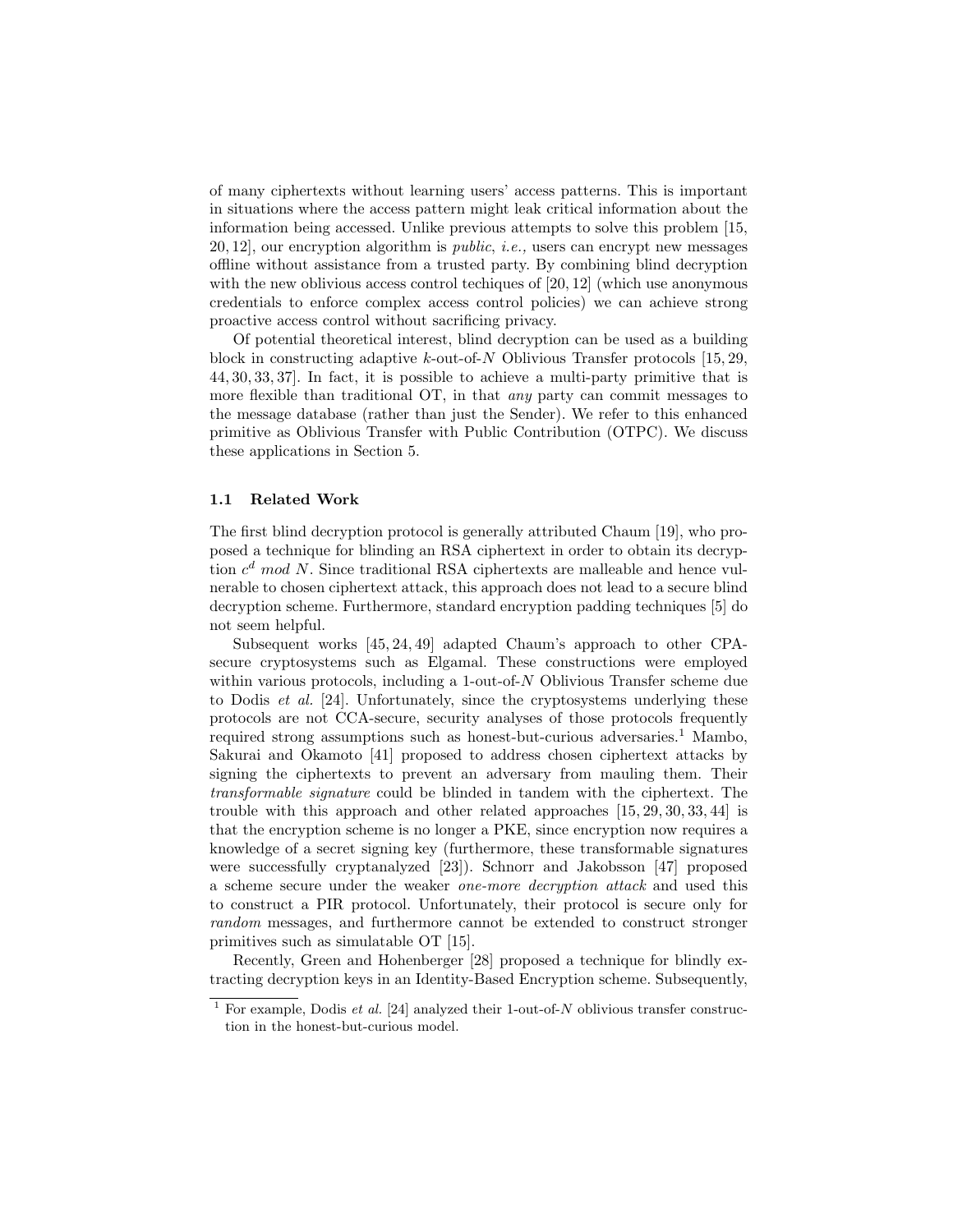of many ciphertexts without learning users' access patterns. This is important in situations where the access pattern might leak critical information about the information being accessed. Unlike previous attempts to solve this problem [15, 20, 12], our encryption algorithm is *public*, *i.e.,* users can encrypt new messages offline without assistance from a trusted party. By combining blind decryption with the new oblivious access control techiques of [20, 12] (which use anonymous credentials to enforce complex access control policies) we can achieve strong proactive access control without sacrificing privacy.

Of potential theoretical interest, blind decryption can be used as a building block in constructing adaptive $k$-out-of-$N$ Oblivious Transfer protocols [15, 29, 44, 30, 33, 37]. In fact, it is possible to achieve a multi-party primitive that is more flexible than traditional OT, in that *any* party can commit messages to the message database (rather than just the Sender). We refer to this enhanced primitive as Oblivious Transfer with Public Contribution (OTPC). We discuss these applications in Section 5.

### 1.1 Related Work

The first blind decryption protocol is generally attributed Chaum [19], who proposed a technique for blinding an RSA ciphertext in order to obtain its decryption $c^d \ mod \ N$. Since traditional RSA ciphertexts are malleable and hence vulnerable to chosen ciphertext attack, this approach does not lead to a secure blind decryption scheme. Furthermore, standard encryption padding techniques [5] do not seem helpful.

Subsequent works [45, 24, 49] adapted Chaum's approach to other CPA-secure cryptosystems such as Elgamal. These constructions were employed within various protocols, including a 1-out-of-$N$ Oblivious Transfer scheme due to Dodis *et al.* [24]. Unfortunately, since the cryptosystems underlying these protocols are not CCA-secure, security analyses of those protocols frequently required strong assumptions such as honest-but-curious adversaries.[1] Mambo, Sakurai and Okamoto [41] proposed to address chosen ciphertext attacks by signing the ciphertexts to prevent an adversary from mauling them. Their *transformable signature* could be blinded in tandem with the ciphertext. The trouble with this approach and other related approaches [15, 29, 30, 33, 44] is that the encryption scheme is no longer a PKE, since encryption now requires a knowledge of a secret signing key (furthermore, these transformable signatures were successfully cryptanalyzed [23]). Schnorr and Jakobsson [47] proposed a scheme secure under the weaker *one-more decryption attack* and used this to construct a PIR protocol. Unfortunately, their protocol is secure only for *random* messages, and furthermore cannot be extended to construct stronger primitives such as simulatable OT [15].

Recently, Green and Hohenberger [28] proposed a technique for blindly extracting decryption keys in an Identity-Based Encryption scheme. Subsequently,

[1] For example, Dodis *et al.* [24] analyzed their 1-out-of-$N$ oblivious transfer construction in the honest-but-curious model.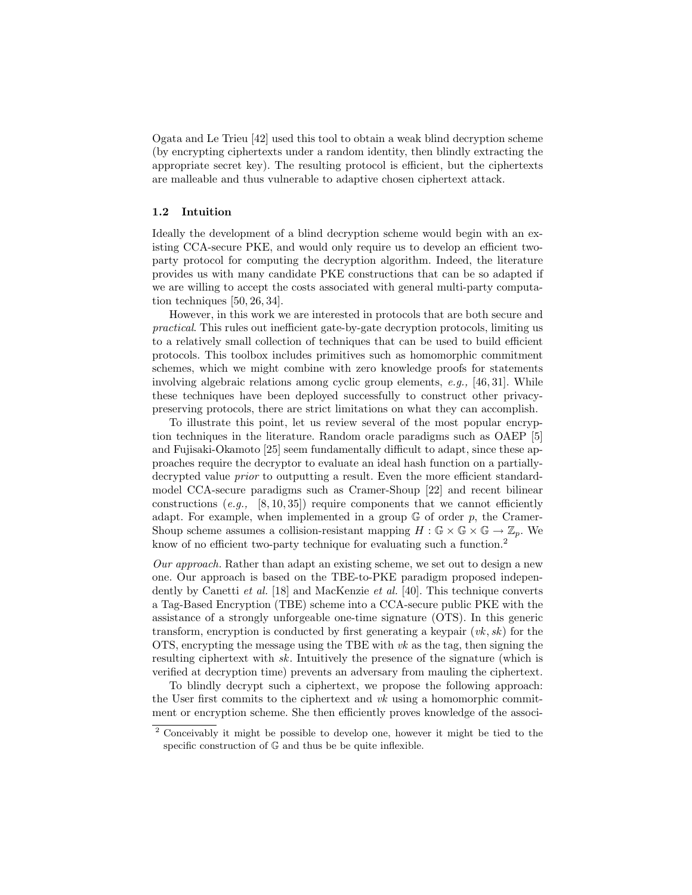Ogata and Le Trieu [42] used this tool to obtain a weak blind decryption scheme (by encrypting ciphertexts under a random identity, then blindly extracting the appropriate secret key). The resulting protocol is efficient, but the ciphertexts are malleable and thus vulnerable to adaptive chosen ciphertext attack.

### 1.2 Intuition

Ideally the development of a blind decryption scheme would begin with an existing CCA-secure PKE, and would only require us to develop an efficient two-party protocol for computing the decryption algorithm. Indeed, the literature provides us with many candidate PKE constructions that can be so adapted if we are willing to accept the costs associated with general multi-party computation techniques [50, 26, 34].

However, in this work we are interested in protocols that are both secure and *practical*. This rules out inefficient gate-by-gate decryption protocols, limiting us to a relatively small collection of techniques that can be used to build efficient protocols. This toolbox includes primitives such as homomorphic commitment schemes, which we might combine with zero knowledge proofs for statements involving algebraic relations among cyclic group elements, *e.g.,* [46, 31]. While these techniques have been deployed successfully to construct other privacy-preserving protocols, there are strict limitations on what they can accomplish.

To illustrate this point, let us review several of the most popular encryption techniques in the literature. Random oracle paradigms such as OAEP [5] and Fujisaki-Okamoto [25] seem fundamentally difficult to adapt, since these approaches require the decryptor to evaluate an ideal hash function on a partially-decrypted value *prior* to outputting a result. Even the more efficient standard-model CCA-secure paradigms such as Cramer-Shoup [22] and recent bilinear constructions (*e.g.,* [8, 10, 35]) require components that we cannot efficiently adapt. For example, when implemented in a group $\mathbb{G}$ of order $p$, the Cramer-Shoup scheme assumes a collision-resistant mapping $H : \mathbb{G} \times \mathbb{G} \times \mathbb{G} \rightarrow \mathbb{Z}_p$. We know of no efficient two-party technique for evaluating such a function.[2]

*Our approach.* Rather than adapt an existing scheme, we set out to design a new one. Our approach is based on the TBE-to-PKE paradigm proposed independently by Canetti *et al.* [18] and MacKenzie *et al.* [40]. This technique converts a Tag-Based Encryption (TBE) scheme into a CCA-secure public PKE with the assistance of a strongly unforgeable one-time signature (OTS). In this generic transform, encryption is conducted by first generating a keypair $(vk, sk)$ for the OTS, encrypting the message using the TBE with $vk$ as the tag, then signing the resulting ciphertext with $sk$. Intuitively the presence of the signature (which is verified at decryption time) prevents an adversary from mauling the ciphertext.

To blindly decrypt such a ciphertext, we propose the following approach: the User first commits to the ciphertext and $vk$ using a homomorphic commitment or encryption scheme. She then efficiently proves knowledge of the associ-

[2] Conceivably it might be possible to develop one, however it might be tied to the specific construction of $\mathbb{G}$ and thus be be quite inflexible.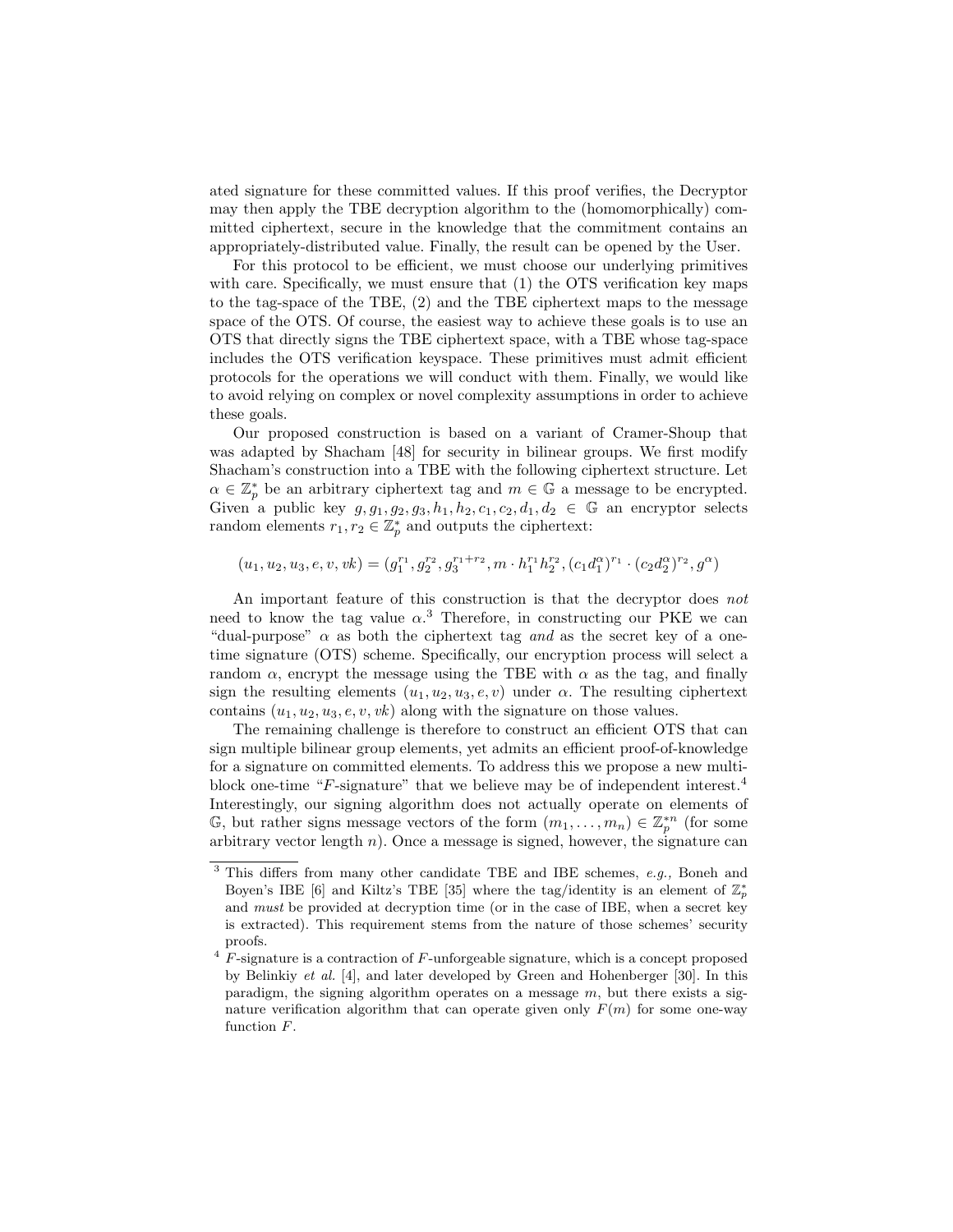ated signature for these committed values. If this proof verifies, the Decryptor may then apply the TBE decryption algorithm to the (homomorphically) committed ciphertext, secure in the knowledge that the commitment contains an appropriately-distributed value. Finally, the result can be opened by the User.

For this protocol to be efficient, we must choose our underlying primitives with care. Specifically, we must ensure that (1) the OTS verification key maps to the tag-space of the TBE, (2) and the TBE ciphertext maps to the message space of the OTS. Of course, the easiest way to achieve these goals is to use an OTS that directly signs the TBE ciphertext space, with a TBE whose tag-space includes the OTS verification keyspace. These primitives must admit efficient protocols for the operations we will conduct with them. Finally, we would like to avoid relying on complex or novel complexity assumptions in order to achieve these goals.

Our proposed construction is based on a variant of Cramer-Shoup that was adapted by Shacham [48] for security in bilinear groups. We first modify Shacham's construction into a TBE with the following ciphertext structure. Let $\alpha \in \mathbb{Z}_p^*$ be an arbitrary ciphertext tag and $m \in \mathbb{G}$ a message to be encrypted. Given a public key $g, g_1, g_2, g_3, h_1, h_2, c_1, c_2, d_1, d_2 \in \mathbb{G}$ an encryptor selects random elements $r_1, r_2 \in \mathbb{Z}_p^*$ and outputs the ciphertext:

$$(u_1, u_2, u_3, e, v, vk) = (g_1^{r_1}, g_2^{r_2}, g_3^{r_1+r_2}, m \cdot h_1^{r_1} h_2^{r_2}, (c_1 d_1^{\alpha})^{r_1} \cdot (c_2 d_2^{\alpha})^{r_2}, g^{\alpha})$$

An important feature of this construction is that the decryptor does *not* need to know the tag value $\alpha$.[3] Therefore, in constructing our PKE we can "dual-purpose" $\alpha$ as both the ciphertext tag *and* as the secret key of a one-time signature (OTS) scheme. Specifically, our encryption process will select a random $\alpha$, encrypt the message using the TBE with $\alpha$ as the tag, and finally sign the resulting elements $(u_1, u_2, u_3, e, v)$ under $\alpha$. The resulting ciphertext contains $(u_1, u_2, u_3, e, v, vk)$ along with the signature on those values.

The remaining challenge is therefore to construct an efficient OTS that can sign multiple bilinear group elements, yet admits an efficient proof-of-knowledge for a signature on committed elements. To address this we propose a new multi-block one-time "$F$-signature" that we believe may be of independent interest.[4] Interestingly, our signing algorithm does not actually operate on elements of $\mathbb{G}$, but rather signs message vectors of the form $(m_1, \ldots, m_n) \in \mathbb{Z}_p^{*n}$ (for some arbitrary vector length $n$). Once a message is signed, however, the signature can

---

[3] This differs from many other candidate TBE and IBE schemes, *e.g.,* Boneh and Boyen's IBE [6] and Kiltz's TBE [35] where the tag/identity is an element of $\mathbb{Z}_p^*$ and *must* be provided at decryption time (or in the case of IBE, when a secret key is extracted). This requirement stems from the nature of those schemes' security proofs.

[4] $F$-signature is a contraction of $F$-unforgeable signature, which is a concept proposed by Belinkiy *et al.* [4], and later developed by Green and Hohenberger [30]. In this paradigm, the signing algorithm operates on a message $m$, but there exists a signature verification algorithm that can operate given only $F(m)$ for some one-way function $F$.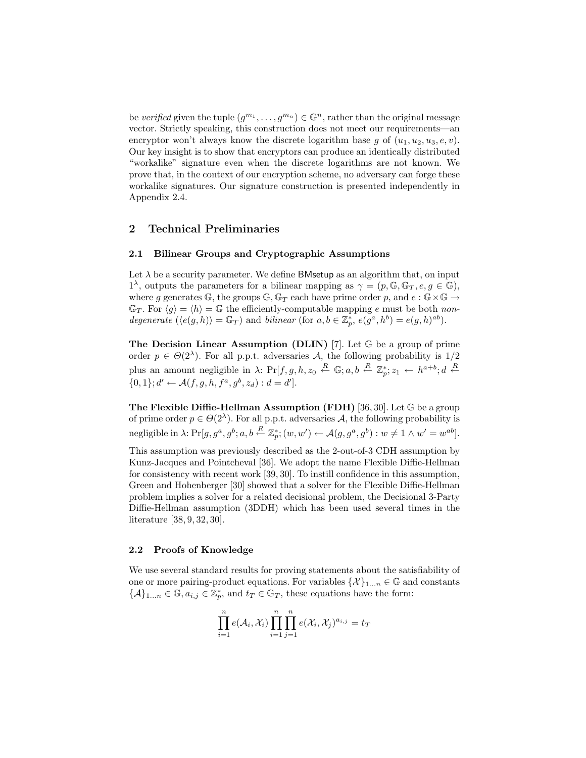be *verified* given the tuple $(g^{m_1}, \ldots, g^{m_n}) \in \mathbb{G}^n$, rather than the original message vector. Strictly speaking, this construction does not meet our requirements—an encryptor won't always know the discrete logarithm base $g$ of $(u_1, u_2, u_3, e, v)$. Our key insight is to show that encryptors can produce an identically distributed "workalike" signature even when the discrete logarithms are not known. We prove that, in the context of our encryption scheme, no adversary can forge these workalike signatures. Our signature construction is presented independently in Appendix 2.4.

## 2 Technical Preliminaries

### 2.1 Bilinear Groups and Cryptographic Assumptions

Let $\lambda$ be a security parameter. We define BMsetup as an algorithm that, on input $1^\lambda$, outputs the parameters for a bilinear mapping as $\gamma = (p, \mathbb{G}, \mathbb{G}_T, e, g \in \mathbb{G})$, where $g$ generates $\mathbb{G}$, the groups $\mathbb{G}, \mathbb{G}_T$ each have prime order $p$, and $e : \mathbb{G} \times \mathbb{G} \rightarrow \mathbb{G}_T$. For $\langle g \rangle = \langle h \rangle = \mathbb{G}$ the efficiently-computable mapping $e$ must be both *non-degenerate* ($\langle e(g,h) \rangle = \mathbb{G}_T$) and *bilinear* (for $a, b \in \mathbb{Z}_p^*$, $e(g^a, h^b) = e(g, h)^{ab}$).

**The Decision Linear Assumption (DLIN)** [7]. Let $\mathbb{G}$ be a group of prime order $p \in \Theta(2^\lambda)$. For all p.p.t. adversaries $\mathcal{A}$, the following probability is 1/2 plus an amount negligible in $\lambda$: $\Pr[f, g, h, z_0 \xleftarrow{R} \mathbb{G}; a, b \xleftarrow{R} \mathbb{Z}_p^*; z_1 \leftarrow h^{a+b}; d \xleftarrow{R} \{0,1\}; d' \leftarrow \mathcal{A}(f, g, h, f^a, g^b, z_d) : d = d']$.

**The Flexible Diffie-Hellman Assumption (FDH)** [36, 30]. Let $\mathbb{G}$ be a group of prime order $p \in \Theta(2^\lambda)$. For all p.p.t. adversaries $\mathcal{A}$, the following probability is negligible in $\lambda$: $\Pr[g, g^a, g^b; a, b \xleftarrow{R} \mathbb{Z}_p^*; (w, w') \leftarrow \mathcal{A}(g, g^a, g^b) : w \neq 1 \wedge w' = w^{ab}]$.

This assumption was previously described as the 2-out-of-3 CDH assumption by Kunz-Jacques and Pointcheval [36]. We adopt the name Flexible Diffie-Hellman for consistency with recent work [39, 30]. To instill confidence in this assumption, Green and Hohenberger [30] showed that a solver for the Flexible Diffie-Hellman problem implies a solver for a related decisional problem, the Decisional 3-Party Diffie-Hellman assumption (3DDH) which has been used several times in the literature [38, 9, 32, 30].

### 2.2 Proofs of Knowledge

We use several standard results for proving statements about the satisfiability of one or more pairing-product equations. For variables $\{\mathcal{X}\}_{1 \ldots n} \in \mathbb{G}$ and constants $\{\mathcal{A}\}_{1 \ldots n} \in \mathbb{G}$, $a_{i,j} \in \mathbb{Z}_p^*$, and $t_T \in \mathbb{G}_T$, these equations have the form:

$$\prod_{i=1}^{n} e(\mathcal{A}_i, \mathcal{X}_i) \prod_{i=1}^{n} \prod_{j=1}^{n} e(\mathcal{X}_i, \mathcal{X}_j)^{a_{i,j}} = t_T$$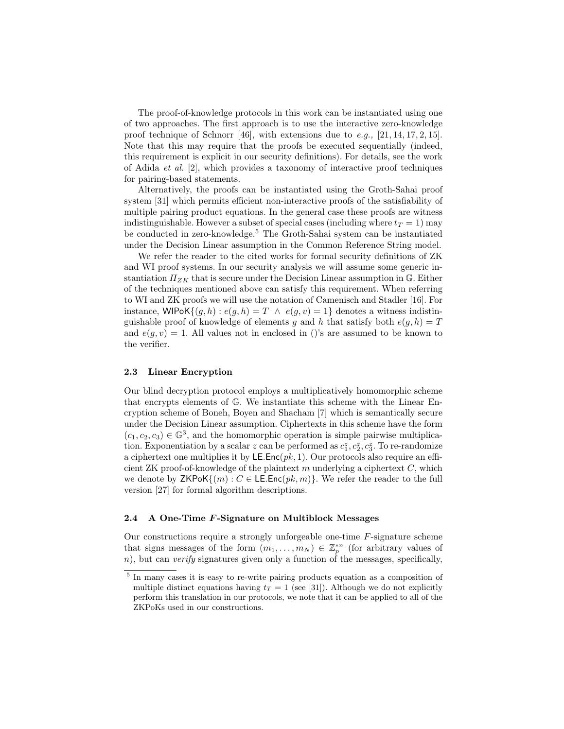The proof-of-knowledge protocols in this work can be instantiated using one of two approaches. The first approach is to use the interactive zero-knowledge proof technique of Schnorr [46], with extensions due to *e.g.,* [21, 14, 17, 2, 15]. Note that this may require that the proofs be executed sequentially (indeed, this requirement is explicit in our security definitions). For details, see the work of Adida *et al.* [2], which provides a taxonomy of interactive proof techniques for pairing-based statements.

Alternatively, the proofs can be instantiated using the Groth-Sahai proof system [31] which permits efficient non-interactive proofs of the satisfiability of multiple pairing product equations. In the general case these proofs are witness indistinguishable. However a subset of special cases (including where $t_T = 1$) may be conducted in zero-knowledge.[5] The Groth-Sahai system can be instantiated under the Decision Linear assumption in the Common Reference String model.

We refer the reader to the cited works for formal security definitions of ZK and WI proof systems. In our security analysis we will assume some generic instantiation $\Pi_{ZK}$ that is secure under the Decision Linear assumption in $\mathbb{G}$. Either of the techniques mentioned above can satisfy this requirement. When referring to WI and ZK proofs we will use the notation of Camenisch and Stadler [16]. For instance, $\mathsf{WIPoK}\{(g, h) : e(g, h) = T \ \wedge \ e(g, v) = 1\}$ denotes a witness indistinguishable proof of knowledge of elements $g$ and $h$ that satisfy both $e(g, h) = T$ and $e(g, v) = 1$. All values not in enclosed in ()'s are assumed to be known to the verifier.

### 2.3 Linear Encryption

Our blind decryption protocol employs a multiplicatively homomorphic scheme that encrypts elements of $\mathbb{G}$. We instantiate this scheme with the Linear Encryption scheme of Boneh, Boyen and Shacham [7] which is semantically secure under the Decision Linear assumption. Ciphertexts in this scheme have the form $(c_1, c_2, c_3) \in \mathbb{G}^3$, and the homomorphic operation is simple pairwise multiplication. Exponentiation by a scalar $z$ can be performed as $c_1^z, c_2^z, c_3^z$. To re-randomize a ciphertext one multiplies it by $\mathsf{LE.Enc}(pk, 1)$. Our protocols also require an efficient ZK proof-of-knowledge of the plaintext $m$ underlying a ciphertext $C$, which we denote by $\mathsf{ZKPoK}\{(m) : C \in \mathsf{LE.Enc}(pk, m)\}$. We refer the reader to the full version [27] for formal algorithm descriptions.

### 2.4 A One-Time $F$-Signature on Multiblock Messages

Our constructions require a strongly unforgeable one-time $F$-signature scheme that signs messages of the form $(m_1, \ldots, m_N) \in \mathbb{Z}_p^{*n}$ (for arbitrary values of $n$), but can *verify* signatures given only a function of the messages, specifically,

---

[5] In many cases it is easy to re-write pairing products equation as a composition of multiple distinct equations having $t_T = 1$ (see [31]). Although we do not explicitly perform this translation in our protocols, we note that it can be applied to all of the ZKPoKs used in our constructions.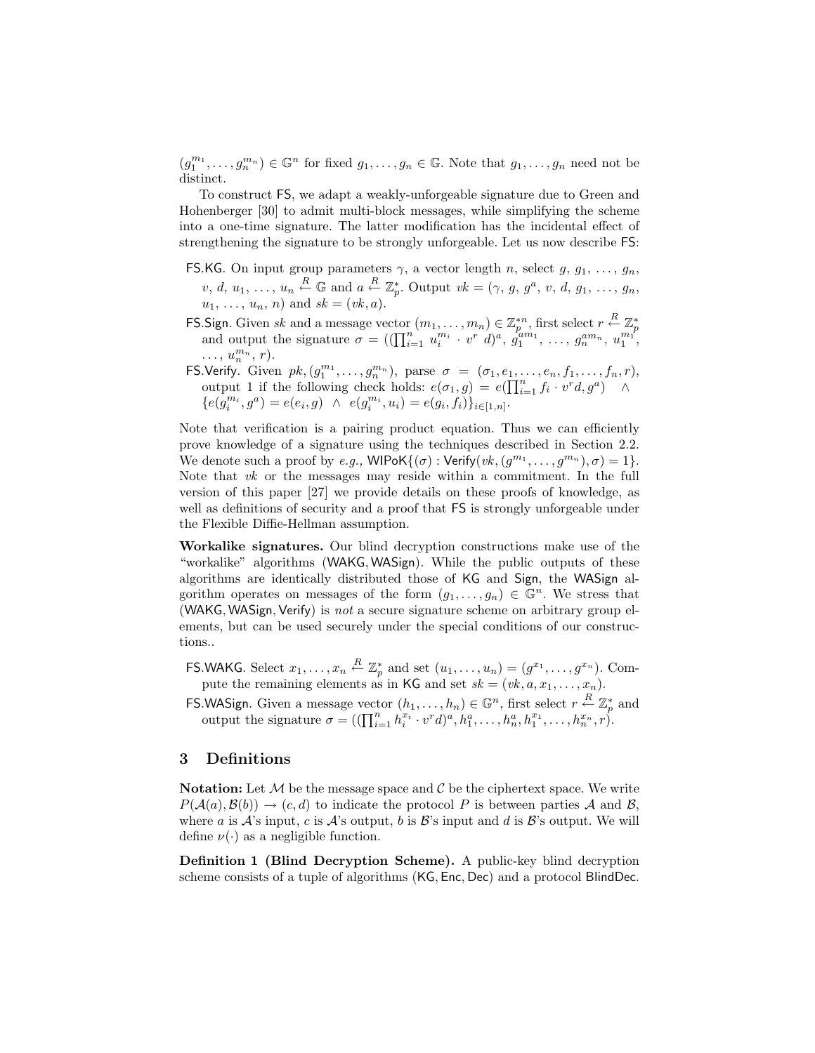$(g_1^{m_1}, \ldots, g_n^{m_n}) \in \mathbb{G}^n$ for fixed $g_1, \ldots, g_n \in \mathbb{G}$. Note that $g_1, \ldots, g_n$ need not be distinct.

To construct FS, we adapt a weakly-unforgeable signature due to Green and Hohenberger [30] to admit multi-block messages, while simplifying the scheme into a one-time signature. The latter modification has the incidental effect of strengthening the signature to be strongly unforgeable. Let us now describe FS:

- FS.KG. On input group parameters $\gamma$, a vector length $n$, select $g$, $g_1$, $\ldots$, $g_n$, $v$, $d$, $u_1$, $\ldots$, $u_n \stackrel{R}{\leftarrow} \mathbb{G}$ and $a \stackrel{R}{\leftarrow} \mathbb{Z}_p^*$. Output $vk = (\gamma, g, g^a, v, d, g_1, \ldots, g_n, u_1, \ldots, u_n, n)$ and $sk = (vk, a)$.
- FS.Sign. Given $sk$ and a message vector $(m_1, \ldots, m_n) \in \mathbb{Z}_p^{*n}$, first select $r \stackrel{R}{\leftarrow} \mathbb{Z}_p^*$ and output the signature $\sigma = ((\prod_{i=1}^n u_i^{m_i} \cdot v^r \; d)^a, g_1^{am_1}, \ldots, g_n^{am_n}, u_1^{m_1}, \ldots, u_n^{m_n}, r)$.
- FS.Verify. Given $pk, (g_1^{m_1}, \ldots, g_n^{m_n})$, parse $\sigma = (\sigma_1, e_1, \ldots, e_n, f_1, \ldots, f_n, r)$, output 1 if the following check holds: $e(\sigma_1, g) = e(\prod_{i=1}^n f_i \cdot v^r d, g^a) \;\; \wedge \;\; \{e(g_i^{m_i}, g^a) = e(e_i, g) \;\; \wedge \;\; e(g_i^{m_i}, u_i) = e(g_i, f_i)\}_{i \in [1,n]}$.

Note that verification is a pairing product equation. Thus we can efficiently prove knowledge of a signature using the techniques described in Section 2.2. We denote such a proof by *e.g.,* $\mathsf{WIPoK}\{(\sigma) : \mathsf{Verify}(vk, (g^{m_1}, \ldots, g^{m_n}), \sigma) = 1\}$. Note that $vk$ or the messages may reside within a commitment. In the full version of this paper [27] we provide details on these proofs of knowledge, as well as definitions of security and a proof that FS is strongly unforgeable under the Flexible Diffie-Hellman assumption.

**Workalike signatures.** Our blind decryption constructions make use of the "workalike" algorithms (WAKG, WASign). While the public outputs of these algorithms are identically distributed those of KG and Sign, the WASign algorithm operates on messages of the form $(g_1, \ldots, g_n) \in \mathbb{G}^n$. We stress that (WAKG, WASign, Verify) is *not* a secure signature scheme on arbitrary group elements, but can be used securely under the special conditions of our constructions..

- FS.WAKG. Select $x_1, \ldots, x_n \stackrel{R}{\leftarrow} \mathbb{Z}_p^*$ and set $(u_1, \ldots, u_n) = (g^{x_1}, \ldots, g^{x_n})$. Compute the remaining elements as in KG and set $sk = (vk, a, x_1, \ldots, x_n)$.
- FS.WASign. Given a message vector $(h_1, \ldots, h_n) \in \mathbb{G}^n$, first select $r \stackrel{R}{\leftarrow} \mathbb{Z}_p^*$ and output the signature $\sigma = ((\prod_{i=1}^n h_i^{x_i} \cdot v^r d)^a, h_1^a, \ldots, h_n^a, h_1^{x_1}, \ldots, h_n^{x_n}, r)$.

## 3 Definitions

**Notation:** Let $\mathcal{M}$ be the message space and $\mathcal{C}$ be the ciphertext space. We write $P(\mathcal{A}(a), \mathcal{B}(b)) \rightarrow (c, d)$ to indicate the protocol $P$ is between parties $\mathcal{A}$ and $\mathcal{B}$, where $a$ is $\mathcal{A}$'s input, $c$ is $\mathcal{A}$'s output, $b$ is $\mathcal{B}$'s input and $d$ is $\mathcal{B}$'s output. We will define $\nu(\cdot)$ as a negligible function.

**Definition 1 (Blind Decryption Scheme).** A public-key blind decryption scheme consists of a tuple of algorithms (KG, Enc, Dec) and a protocol BlindDec.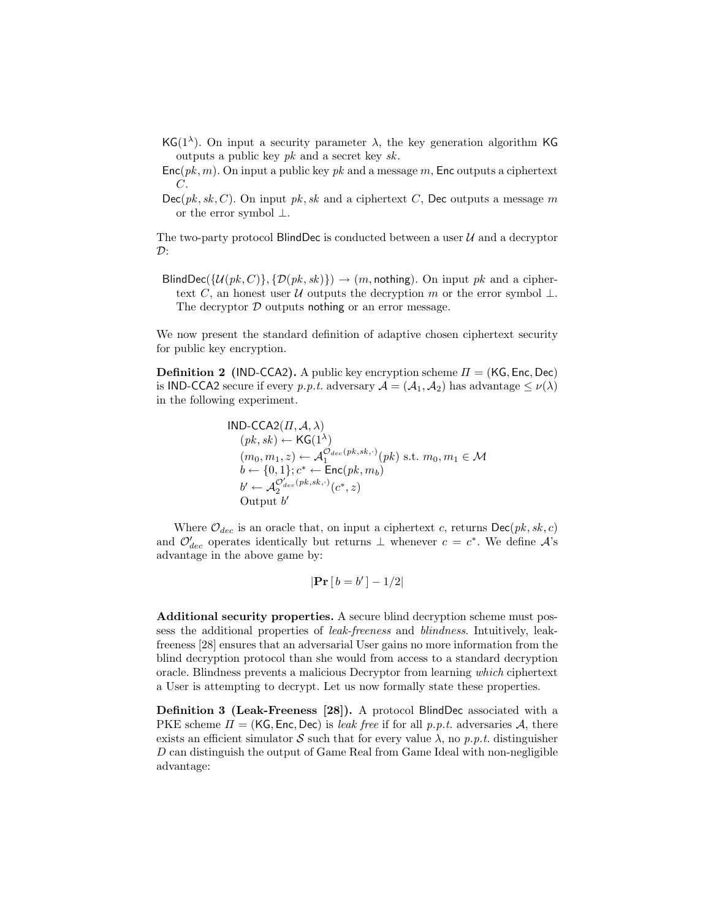$\mathsf{KG}(1^\lambda)$. On input a security parameter $\lambda$, the key generation algorithm $\mathsf{KG}$ outputs a public key $pk$ and a secret key $sk$.

$\mathsf{Enc}(pk, m)$. On input a public key $pk$ and a message $m$, $\mathsf{Enc}$ outputs a ciphertext $C$.

$\mathsf{Dec}(pk, sk, C)$. On input $pk, sk$ and a ciphertext $C$, $\mathsf{Dec}$ outputs a message $m$ or the error symbol $\perp$.

The two-party protocol $\mathsf{BlindDec}$ is conducted between a user $\mathcal{U}$ and a decryptor $\mathcal{D}$:

$\mathsf{BlindDec}(\{\mathcal{U}(pk, C)\}, \{\mathcal{D}(pk, sk)\}) \rightarrow (m, \mathsf{nothing})$. On input $pk$ and a ciphertext $C$, an honest user $\mathcal{U}$ outputs the decryption $m$ or the error symbol $\perp$. The decryptor $\mathcal{D}$ outputs $\mathsf{nothing}$ or an error message.

We now present the standard definition of adaptive chosen ciphertext security for public key encryption.

**Definition 2 (IND-CCA2).** A public key encryption scheme $\Pi = (\mathsf{KG}, \mathsf{Enc}, \mathsf{Dec})$ is IND-CCA2 secure if every *p.p.t.* adversary $\mathcal{A} = (\mathcal{A}_1, \mathcal{A}_2)$ has advantage $\leq \nu(\lambda)$ in the following experiment.

$$
\begin{aligned}
&\mathsf{IND\text{-}CCA2}(\Pi, \mathcal{A}, \lambda) \\
&\quad (pk, sk) \leftarrow \mathsf{KG}(1^\lambda) \\
&\quad (m_0, m_1, z) \leftarrow \mathcal{A}_1^{\mathcal{O}_{dec}(pk, sk, \cdot)}(pk) \text{ s.t. } m_0, m_1 \in \mathcal{M} \\
&\quad b \leftarrow \{0, 1\}; c^* \leftarrow \mathsf{Enc}(pk, m_b) \\
&\quad b' \leftarrow \mathcal{A}_2^{\mathcal{O}'_{dec}(pk, sk, \cdot)}(c^*, z) \\
&\quad \text{Output } b'
\end{aligned}
$$

Where $\mathcal{O}_{dec}$ is an oracle that, on input a ciphertext $c$, returns $\mathsf{Dec}(pk, sk, c)$ and $\mathcal{O}'_{dec}$ operates identically but returns $\perp$ whenever $c = c^*$. We define $\mathcal{A}$'s advantage in the above game by:

$$
|\mathbf{Pr}\,[\, b = b' \,] - 1/2|
$$

**Additional security properties.** A secure blind decryption scheme must possess the additional properties of *leak-freeness* and *blindness*. Intuitively, leak-freeness [28] ensures that an adversarial User gains no more information from the blind decryption protocol than she would from access to a standard decryption oracle. Blindness prevents a malicious Decryptor from learning *which* ciphertext a User is attempting to decrypt. Let us now formally state these properties.

**Definition 3 (Leak-Freeness [28]).** A protocol $\mathsf{BlindDec}$ associated with a PKE scheme $\Pi = (\mathsf{KG}, \mathsf{Enc}, \mathsf{Dec})$ is *leak free* if for all *p.p.t.* adversaries $\mathcal{A}$, there exists an efficient simulator $\mathcal{S}$ such that for every value $\lambda$, no *p.p.t.* distinguisher $D$ can distinguish the output of Game Real from Game Ideal with non-negligible advantage: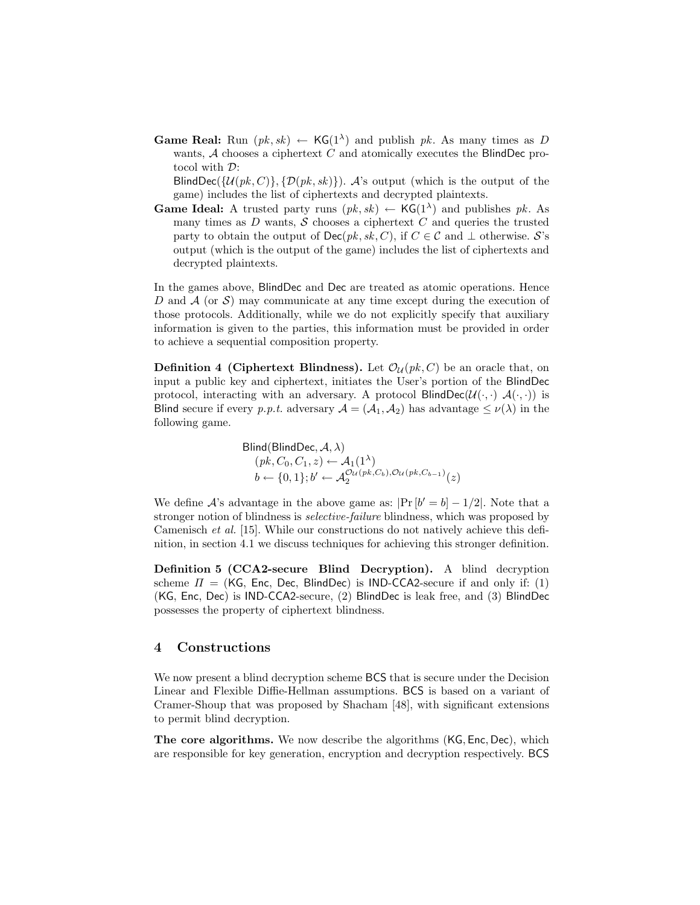**Game Real:** Run $(pk, sk) \leftarrow \mathsf{KG}(1^\lambda)$ and publish $pk$. As many times as $D$ wants, $\mathcal{A}$ chooses a ciphertext $C$ and atomically executes the BlindDec protocol with $\mathcal{D}$:
$\mathsf{BlindDec}(\{\mathcal{U}(pk, C)\}, \{\mathcal{D}(pk, sk)\})$. $\mathcal{A}$'s output (which is the output of the game) includes the list of ciphertexts and decrypted plaintexts.

**Game Ideal:** A trusted party runs $(pk, sk) \leftarrow \mathsf{KG}(1^\lambda)$ and publishes $pk$. As many times as $D$ wants, $\mathcal{S}$ chooses a ciphertext $C$ and queries the trusted party to obtain the output of $\mathsf{Dec}(pk, sk, C)$, if $C \in \mathcal{C}$ and $\perp$ otherwise. $\mathcal{S}$'s output (which is the output of the game) includes the list of ciphertexts and decrypted plaintexts.

In the games above, BlindDec and Dec are treated as atomic operations. Hence $D$ and $\mathcal{A}$ (or $\mathcal{S}$) may communicate at any time except during the execution of those protocols. Additionally, while we do not explicitly specify that auxiliary information is given to the parties, this information must be provided in order to achieve a sequential composition property.

**Definition 4 (Ciphertext Blindness).** Let $\mathcal{O}_{\mathcal{U}}(pk, C)$ be an oracle that, on input a public key and ciphertext, initiates the User's portion of the BlindDec protocol, interacting with an adversary. A protocol $\mathsf{BlindDec}(\mathcal{U}(\cdot,\cdot)\ \mathcal{A}(\cdot,\cdot))$ is Blind secure if every *p.p.t.* adversary $\mathcal{A} = (\mathcal{A}_1, \mathcal{A}_2)$ has advantage $\leq \nu(\lambda)$ in the following game.

$$
\begin{aligned}
&\mathsf{Blind}(\mathsf{BlindDec}, \mathcal{A}, \lambda) \\
&\quad (pk, C_0, C_1, z) \leftarrow \mathcal{A}_1(1^\lambda) \\
&\quad b \leftarrow \{0,1\}; b' \leftarrow \mathcal{A}_2^{\mathcal{O}_{\mathcal{U}}(pk, C_b), \mathcal{O}_{\mathcal{U}}(pk, C_{b-1})}(z)
\end{aligned}
$$

We define $\mathcal{A}$'s advantage in the above game as: $|\Pr[b' = b] - 1/2|$. Note that a stronger notion of blindness is *selective-failure* blindness, which was proposed by Camenisch *et al.* [15]. While our constructions do not natively achieve this definition, in section 4.1 we discuss techniques for achieving this stronger definition.

**Definition 5 (CCA2-secure Blind Decryption).** A blind decryption scheme $\Pi$ = (KG, Enc, Dec, BlindDec) is IND-CCA2-secure if and only if: (1) (KG, Enc, Dec) is IND-CCA2-secure, (2) BlindDec is leak free, and (3) BlindDec possesses the property of ciphertext blindness.

## 4 Constructions

We now present a blind decryption scheme BCS that is secure under the Decision Linear and Flexible Diffie-Hellman assumptions. BCS is based on a variant of Cramer-Shoup that was proposed by Shacham [48], with significant extensions to permit blind decryption.

**The core algorithms.** We now describe the algorithms (KG, Enc, Dec), which are responsible for key generation, encryption and decryption respectively. BCS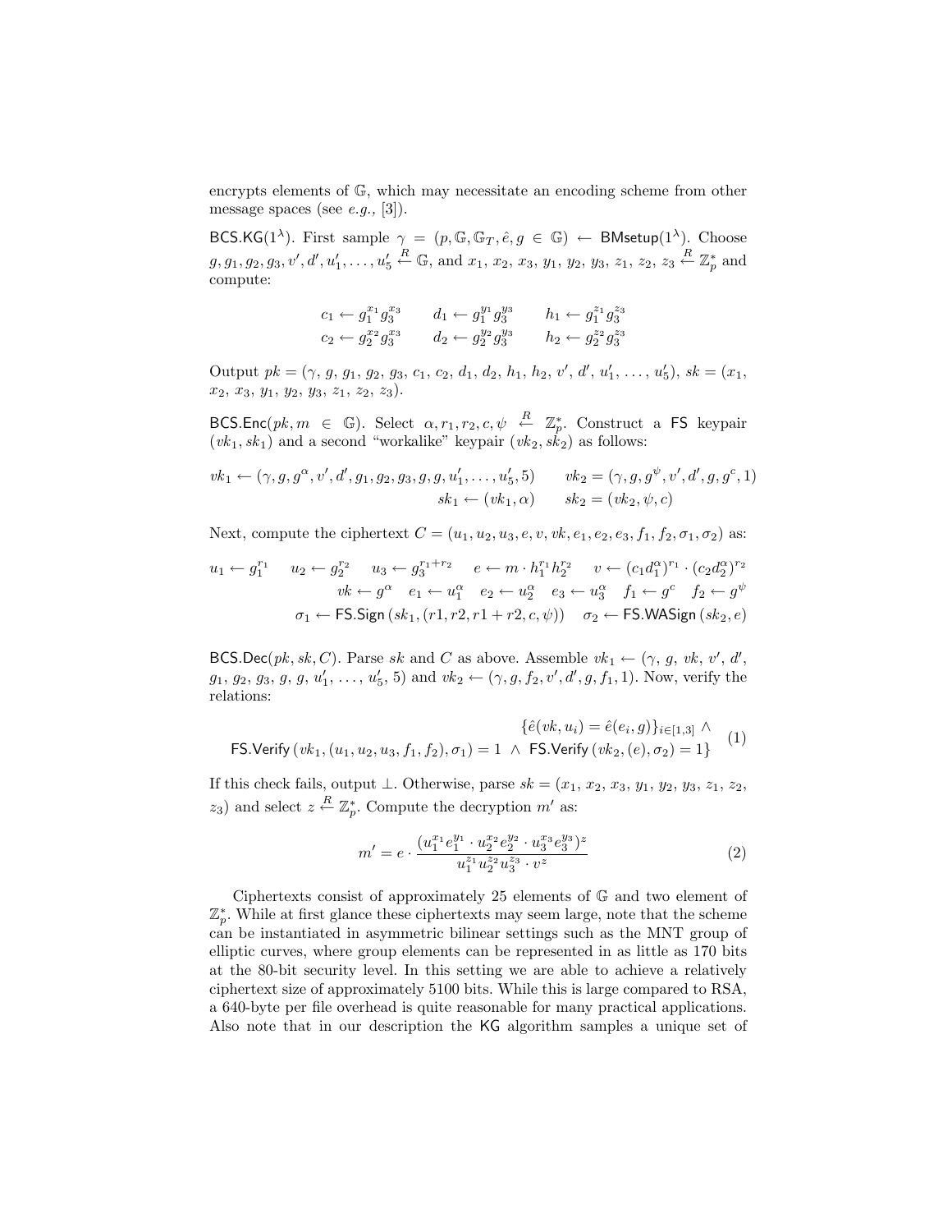encrypts elements of $\mathbb{G}$, which may necessitate an encoding scheme from other message spaces (see *e.g.,* [3]).

$\mathsf{BCS.KG}(1^\lambda)$. First sample $\gamma = (p, \mathbb{G}, \mathbb{G}_T, \hat{e}, g \in \mathbb{G}) \leftarrow \mathsf{BMsetup}(1^\lambda)$. Choose $g, g_1, g_2, g_3, v', d', u'_1, \ldots, u'_5 \xleftarrow{R} \mathbb{G}$, and $x_1, x_2, x_3, y_1, y_2, y_3, z_1, z_2, z_3 \xleftarrow{R} \mathbb{Z}_p^*$ and compute:

$$
\begin{array}{lll}
c_1 \leftarrow g_1^{x_1} g_3^{x_3} & d_1 \leftarrow g_1^{y_1} g_3^{y_3} & h_1 \leftarrow g_1^{z_1} g_3^{z_3} \\
c_2 \leftarrow g_2^{x_2} g_3^{x_3} & d_2 \leftarrow g_2^{y_2} g_3^{y_3} & h_2 \leftarrow g_2^{z_2} g_3^{z_3}
\end{array}
$$

Output $pk = (\gamma, g, g_1, g_2, g_3, c_1, c_2, d_1, d_2, h_1, h_2, v', d', u'_1, \ldots, u'_5)$, $sk = (x_1, x_2, x_3, y_1, y_2, y_3, z_1, z_2, z_3)$.

$\mathsf{BCS.Enc}(pk, m \in \mathbb{G})$. Select $\alpha, r_1, r_2, c, \psi \xleftarrow{R} \mathbb{Z}_p^*$. Construct a $\mathsf{FS}$ keypair $(vk_1, sk_1)$ and a second "workalike" keypair $(vk_2, sk_2)$ as follows:

$$
vk_1 \leftarrow (\gamma, g, g^\alpha, v', d', g_1, g_2, g_3, g, g, u'_1, \ldots, u'_5, 5) \qquad vk_2 = (\gamma, g, g^\psi, v', d', g, g^c, 1)
$$
$$
sk_1 \leftarrow (vk_1, \alpha) \qquad sk_2 = (vk_2, \psi, c)
$$

Next, compute the ciphertext $C = (u_1, u_2, u_3, e, v, vk, e_1, e_2, e_3, f_1, f_2, \sigma_1, \sigma_2)$ as:

$$
u_1 \leftarrow g_1^{r_1} \quad u_2 \leftarrow g_2^{r_2} \quad u_3 \leftarrow g_3^{r_1+r_2} \quad e \leftarrow m \cdot h_1^{r_1} h_2^{r_2} \quad v \leftarrow (c_1 d_1^\alpha)^{r_1} \cdot (c_2 d_2^\alpha)^{r_2}
$$
$$
vk \leftarrow g^\alpha \quad e_1 \leftarrow u_1^\alpha \quad e_2 \leftarrow u_2^\alpha \quad e_3 \leftarrow u_3^\alpha \quad f_1 \leftarrow g^c \quad f_2 \leftarrow g^\psi
$$
$$
\sigma_1 \leftarrow \mathsf{FS.Sign}\left(sk_1, (r1, r2, r1 + r2, c, \psi)\right) \quad \sigma_2 \leftarrow \mathsf{FS.WASign}\left(sk_2, e\right)
$$

$\mathsf{BCS.Dec}(pk, sk, C)$. Parse $sk$ and $C$ as above. Assemble $vk_1 \leftarrow (\gamma, g, vk, v', d', g_1, g_2, g_3, g, g, u'_1, \ldots, u'_5, 5)$ and $vk_2 \leftarrow (\gamma, g, f_2, v', d', g, f_1, 1)$. Now, verify the relations:

$$
\begin{array}{r}
\{\hat{e}(vk, u_i) = \hat{e}(e_i, g)\}_{i \in [1,3]} \wedge \\
\mathsf{FS.Verify}\left(vk_1, (u_1, u_2, u_3, f_1, f_2), \sigma_1\right) = 1 \;\wedge\; \mathsf{FS.Verify}\left(vk_2, (e), \sigma_2\right) = 1\}
\end{array}
\tag{1}
$$

If this check fails, output $\perp$. Otherwise, parse $sk = (x_1, x_2, x_3, y_1, y_2, y_3, z_1, z_2, z_3)$ and select $z \xleftarrow{R} \mathbb{Z}_p^*$. Compute the decryption $m'$ as:

$$
m' = e \cdot \frac{(u_1^{x_1} e_1^{y_1} \cdot u_2^{x_2} e_2^{y_2} \cdot u_3^{x_3} e_3^{y_3})^z}{u_1^{z_1} u_2^{z_2} u_3^{z_3} \cdot v^z}
\tag{2}
$$

Ciphertexts consist of approximately 25 elements of $\mathbb{G}$ and two element of $\mathbb{Z}_p^*$. While at first glance these ciphertexts may seem large, note that the scheme can be instantiated in asymmetric bilinear settings such as the MNT group of elliptic curves, where group elements can be represented in as little as 170 bits at the 80-bit security level. In this setting we are able to achieve a relatively ciphertext size of approximately 5100 bits. While this is large compared to RSA, a 640-byte per file overhead is quite reasonable for many practical applications. Also note that in our description the $\mathsf{KG}$ algorithm samples a unique set of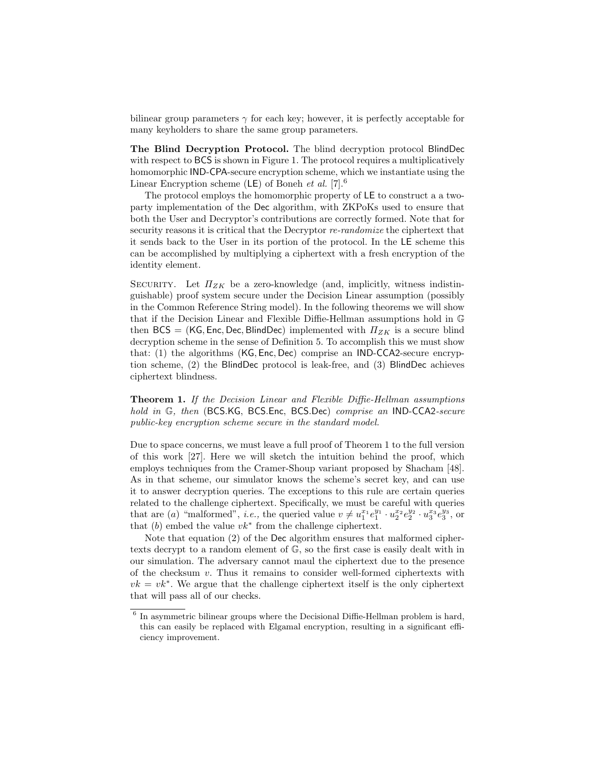bilinear group parameters $\gamma$ for each key; however, it is perfectly acceptable for many keyholders to share the same group parameters.

**The Blind Decryption Protocol.** The blind decryption protocol BlindDec with respect to BCS is shown in Figure 1. The protocol requires a multiplicatively homomorphic IND-CPA-secure encryption scheme, which we instantiate using the Linear Encryption scheme (LE) of Boneh *et al.* [7].[6]

The protocol employs the homomorphic property of LE to construct a a two-party implementation of the Dec algorithm, with ZKPoKs used to ensure that both the User and Decryptor's contributions are correctly formed. Note that for security reasons it is critical that the Decryptor *re-randomize* the ciphertext that it sends back to the User in its portion of the protocol. In the LE scheme this can be accomplished by multiplying a ciphertext with a fresh encryption of the identity element.

SECURITY. Let $\Pi_{ZK}$ be a zero-knowledge (and, implicitly, witness indistinguishable) proof system secure under the Decision Linear assumption (possibly in the Common Reference String model). In the following theorems we will show that if the Decision Linear and Flexible Diffie-Hellman assumptions hold in $\mathbb{G}$ then BCS = (KG, Enc, Dec, BlindDec) implemented with $\Pi_{ZK}$ is a secure blind decryption scheme in the sense of Definition 5. To accomplish this we must show that: (1) the algorithms (KG, Enc, Dec) comprise an IND-CCA2-secure encryption scheme, (2) the BlindDec protocol is leak-free, and (3) BlindDec achieves ciphertext blindness.

**Theorem 1.** *If the Decision Linear and Flexible Diffie-Hellman assumptions hold in $\mathbb{G}$, then* (BCS.KG, BCS.Enc, BCS.Dec) *comprise an* IND-CCA2*-secure public-key encryption scheme secure in the standard model.*

Due to space concerns, we must leave a full proof of Theorem 1 to the full version of this work [27]. Here we will sketch the intuition behind the proof, which employs techniques from the Cramer-Shoup variant proposed by Shacham [48]. As in that scheme, our simulator knows the scheme's secret key, and can use it to answer decryption queries. The exceptions to this rule are certain queries related to the challenge ciphertext. Specifically, we must be careful with queries that are (*a*) "malformed", *i.e.,* the queried value $v \neq u_1^{x_1} e_1^{y_1} \cdot u_2^{x_2} e_2^{y_2} \cdot u_3^{x_3} e_3^{y_3}$, or that (*b*) embed the value $vk^*$ from the challenge ciphertext.

Note that equation (2) of the Dec algorithm ensures that malformed ciphertexts decrypt to a random element of $\mathbb{G}$, so the first case is easily dealt with in our simulation. The adversary cannot maul the ciphertext due to the presence of the checksum $v$. Thus it remains to consider well-formed ciphertexts with $vk = vk^*$. We argue that the challenge ciphertext itself is the only ciphertext that will pass all of our checks.

[6] In asymmetric bilinear groups where the Decisional Diffie-Hellman problem is hard, this can easily be replaced with Elgamal encryption, resulting in a significant efficiency improvement.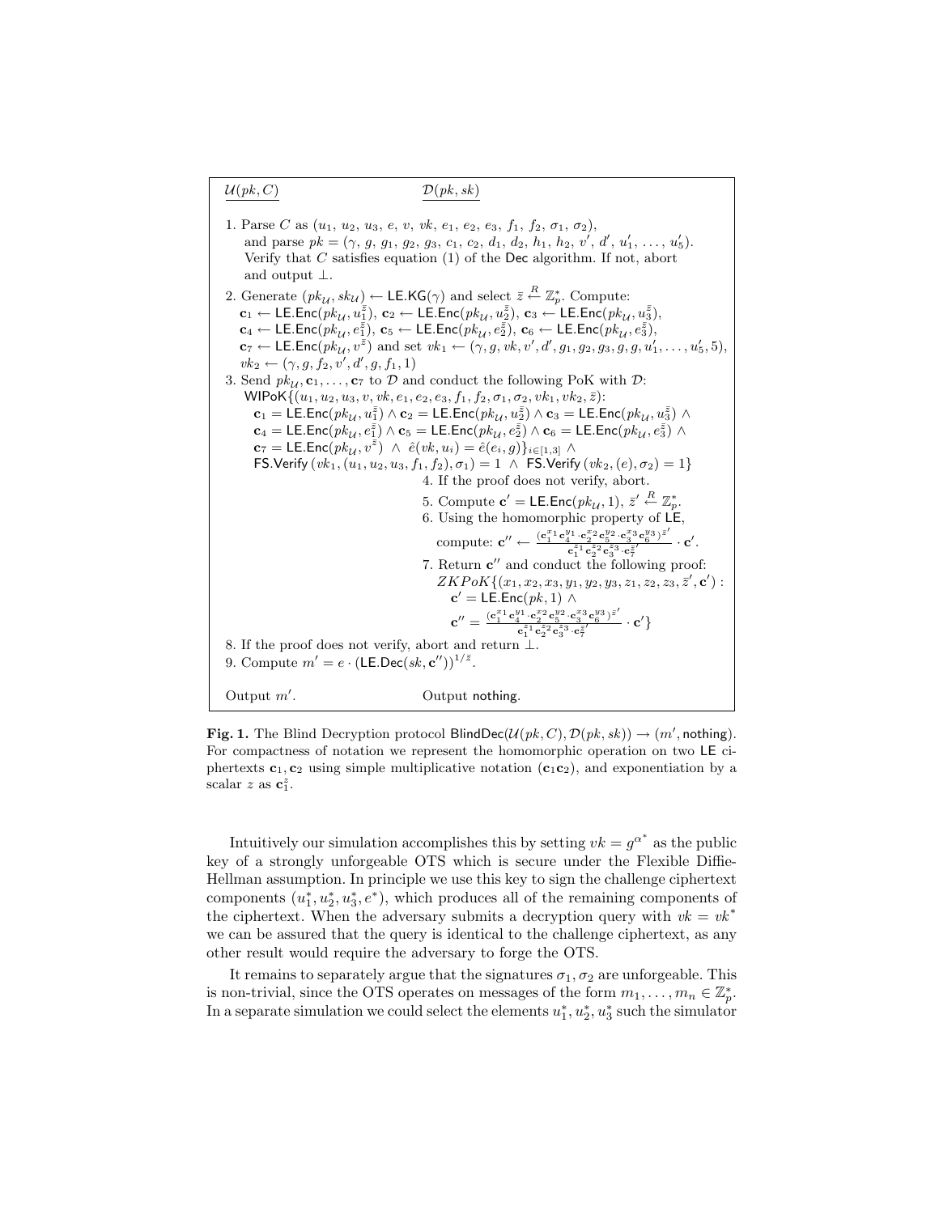$\underline{\mathcal{U}(pk, C)}$ $\underline{\mathcal{D}(pk, sk)}$

1. Parse $C$ as $(u_1, u_2, u_3, e, v, vk, e_1, e_2, e_3, f_1, f_2, \sigma_1, \sigma_2)$, and parse $pk = (\gamma, g, g_1, g_2, g_3, c_1, c_2, d_1, d_2, h_1, h_2, v', d', u'_1, \ldots, u'_5)$. Verify that $C$ satisfies equation (1) of the $\mathsf{Dec}$ algorithm. If not, abort and output $\perp$.
2. Generate $(pk_{\mathcal{U}}, sk_{\mathcal{U}}) \leftarrow \mathsf{LE.KG}(\gamma)$ and select $\bar{z} \xleftarrow{R} \mathbb{Z}_p^*$. Compute: $\mathbf{c}_1 \leftarrow \mathsf{LE.Enc}(pk_{\mathcal{U}}, u_1^{\bar{z}})$, $\mathbf{c}_2 \leftarrow \mathsf{LE.Enc}(pk_{\mathcal{U}}, u_2^{\bar{z}})$, $\mathbf{c}_3 \leftarrow \mathsf{LE.Enc}(pk_{\mathcal{U}}, u_3^{\bar{z}})$, $\mathbf{c}_4 \leftarrow \mathsf{LE.Enc}(pk_{\mathcal{U}}, e_1^{\bar{z}})$, $\mathbf{c}_5 \leftarrow \mathsf{LE.Enc}(pk_{\mathcal{U}}, e_2^{\bar{z}})$, $\mathbf{c}_6 \leftarrow \mathsf{LE.Enc}(pk_{\mathcal{U}}, e_3^{\bar{z}})$, $\mathbf{c}_7 \leftarrow \mathsf{LE.Enc}(pk_{\mathcal{U}}, v^{\bar{z}})$ and set $vk_1 \leftarrow (\gamma, g, vk, v', d', g_1, g_2, g_3, g, g, u'_1, \ldots, u'_5, 5)$, $vk_2 \leftarrow (\gamma, g, f_2, v', d', g, f_1, 1)$
3. Send $pk_{\mathcal{U}}, \mathbf{c}_1, \ldots, \mathbf{c}_7$ to $\mathcal{D}$ and conduct the following PoK with $\mathcal{D}$:
   $\mathsf{WIPoK}\{(u_1, u_2, u_3, v, vk, e_1, e_2, e_3, f_1, f_2, \sigma_1, \sigma_2, vk_1, vk_2, \bar{z})$:
   $\mathbf{c}_1 = \mathsf{LE.Enc}(pk_{\mathcal{U}}, u_1^{\bar{z}}) \wedge \mathbf{c}_2 = \mathsf{LE.Enc}(pk_{\mathcal{U}}, u_2^{\bar{z}}) \wedge \mathbf{c}_3 = \mathsf{LE.Enc}(pk_{\mathcal{U}}, u_3^{\bar{z}}) \wedge$
   $\mathbf{c}_4 = \mathsf{LE.Enc}(pk_{\mathcal{U}}, e_1^{\bar{z}}) \wedge \mathbf{c}_5 = \mathsf{LE.Enc}(pk_{\mathcal{U}}, e_2^{\bar{z}}) \wedge \mathbf{c}_6 = \mathsf{LE.Enc}(pk_{\mathcal{U}}, e_3^{\bar{z}}) \wedge$
   $\mathbf{c}_7 = \mathsf{LE.Enc}(pk_{\mathcal{U}}, v^{\bar{z}}) \ \wedge \ \hat{e}(vk, u_i) = \hat{e}(e_i, g)\}_{i \in [1,3]} \ \wedge$
   $\mathsf{FS.Verify}(vk_1, (u_1, u_2, u_3, f_1, f_2), \sigma_1) = 1 \ \wedge \ \mathsf{FS.Verify}(vk_2, (e), \sigma_2) = 1\}$

4. If the proof does not verify, abort.
5. Compute $\mathbf{c}' = \mathsf{LE.Enc}(pk_{\mathcal{U}}, 1)$, $\bar{z}' \xleftarrow{R} \mathbb{Z}_p^*$.
6. Using the homomorphic property of $\mathsf{LE}$, compute: $\mathbf{c}'' \leftarrow \frac{(\mathbf{c}_1^{x_1}\mathbf{c}_4^{y_1} \cdot \mathbf{c}_2^{x_2}\mathbf{c}_5^{y_2} \cdot \mathbf{c}_3^{x_3}\mathbf{c}_6^{y_3})^{\bar{z}'}}{\mathbf{c}_1^{z_1}\mathbf{c}_2^{z_2}\mathbf{c}_3^{z_3} \cdot \mathbf{c}_7^{\bar{z}'}} \cdot \mathbf{c}'$.
7. Return $\mathbf{c}''$ and conduct the following proof:
   $ZKPoK\{(x_1, x_2, x_3, y_1, y_2, y_3, z_1, z_2, z_3, \bar{z}', \mathbf{c}')$ :
   $\mathbf{c}' = \mathsf{LE.Enc}(pk, 1) \ \wedge$
   $\mathbf{c}'' = \frac{(\mathbf{c}_1^{x_1}\mathbf{c}_4^{y_1} \cdot \mathbf{c}_2^{x_2}\mathbf{c}_5^{y_2} \cdot \mathbf{c}_3^{x_3}\mathbf{c}_6^{y_3})^{\bar{z}'}}{\mathbf{c}_1^{z_1}\mathbf{c}_2^{z_2}\mathbf{c}_3^{z_3} \cdot \mathbf{c}_7^{\bar{z}'}} \cdot \mathbf{c}'\}$

8. If the proof does not verify, abort and return $\perp$.
9. Compute $m' = e \cdot (\mathsf{LE.Dec}(sk, \mathbf{c}''))^{1/\bar{z}}$.

Output $m'$. Output nothing.

**Fig. 1.** The Blind Decryption protocol $\mathsf{BlindDec}(\mathcal{U}(pk, C), \mathcal{D}(pk, sk)) \rightarrow (m', \mathsf{nothing})$. For compactness of notation we represent the homomorphic operation on two $\mathsf{LE}$ ciphertexts $\mathbf{c}_1, \mathbf{c}_2$ using simple multiplicative notation ($\mathbf{c}_1\mathbf{c}_2$), and exponentiation by a scalar $z$ as $\mathbf{c}_1^z$.

Intuitively our simulation accomplishes this by setting $vk = g^{\alpha^*}$ as the public key of a strongly unforgeable OTS which is secure under the Flexible Diffie-Hellman assumption. In principle we use this key to sign the challenge ciphertext components $(u_1^*, u_2^*, u_3^*, e^*)$, which produces all of the remaining components of the ciphertext. When the adversary submits a decryption query with $vk = vk^*$ we can be assured that the query is identical to the challenge ciphertext, as any other result would require the adversary to forge the OTS.

It remains to separately argue that the signatures $\sigma_1, \sigma_2$ are unforgeable. This is non-trivial, since the OTS operates on messages of the form $m_1, \ldots, m_n \in \mathbb{Z}_p^*$. In a separate simulation we could select the elements $u_1^*, u_2^*, u_3^*$ such the simulator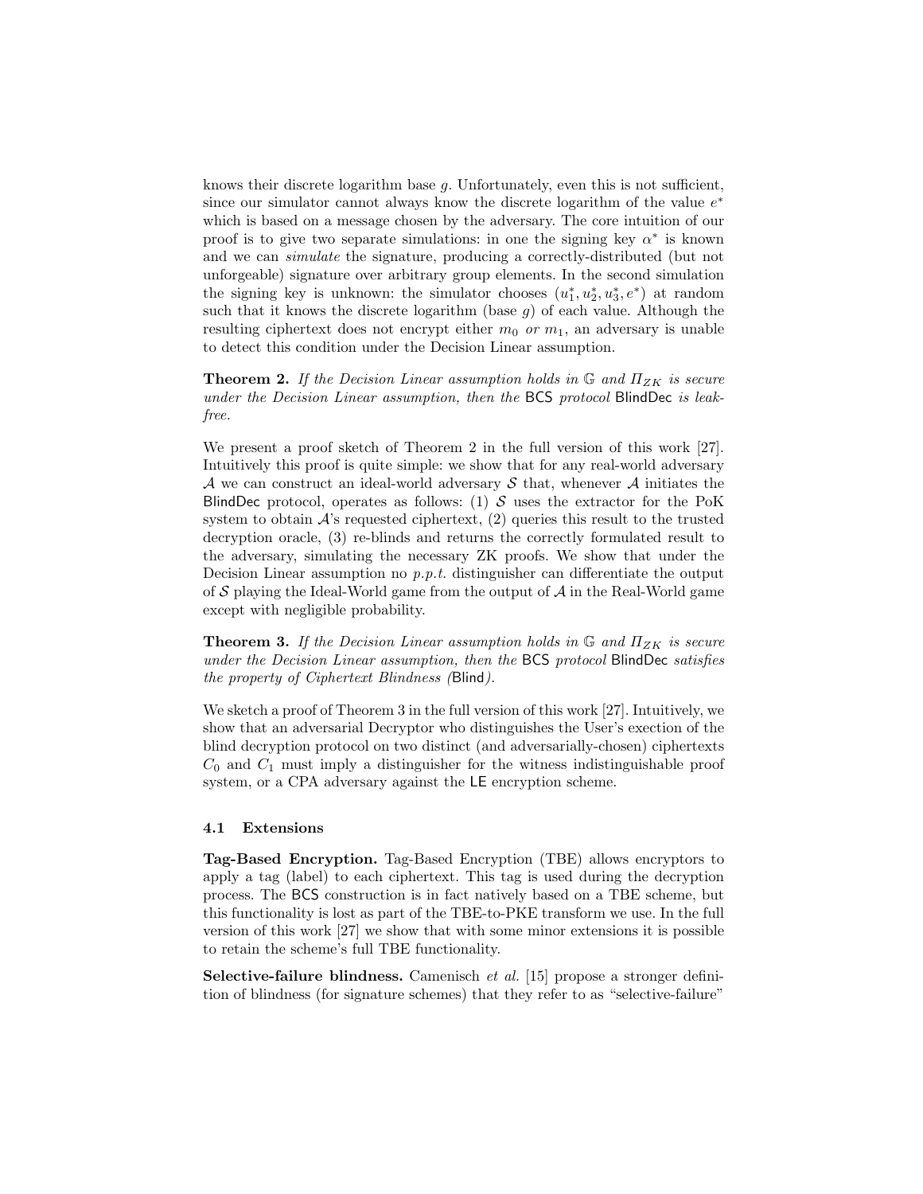knows their discrete logarithm base $g$. Unfortunately, even this is not sufficient, since our simulator cannot always know the discrete logarithm of the value $e^*$ which is based on a message chosen by the adversary. The core intuition of our proof is to give two separate simulations: in one the signing key $\alpha^*$ is known and we can *simulate* the signature, producing a correctly-distributed (but not unforgeable) signature over arbitrary group elements. In the second simulation the signing key is unknown: the simulator chooses $(u_1^*, u_2^*, u_3^*, e^*)$ at random such that it knows the discrete logarithm (base $g$) of each value. Although the resulting ciphertext does not encrypt either $m_0$ *or* $m_1$, an adversary is unable to detect this condition under the Decision Linear assumption.

**Theorem 2.** *If the Decision Linear assumption holds in $\mathbb{G}$ and $\Pi_{ZK}$ is secure under the Decision Linear assumption, then the* BCS *protocol* BlindDec *is leak-free.*

We present a proof sketch of Theorem 2 in the full version of this work [27]. Intuitively this proof is quite simple: we show that for any real-world adversary $\mathcal{A}$ we can construct an ideal-world adversary $\mathcal{S}$ that, whenever $\mathcal{A}$ initiates the BlindDec protocol, operates as follows: (1) $\mathcal{S}$ uses the extractor for the PoK system to obtain $\mathcal{A}$'s requested ciphertext, (2) queries this result to the trusted decryption oracle, (3) re-blinds and returns the correctly formulated result to the adversary, simulating the necessary ZK proofs. We show that under the Decision Linear assumption no *p.p.t.* distinguisher can differentiate the output of $\mathcal{S}$ playing the Ideal-World game from the output of $\mathcal{A}$ in the Real-World game except with negligible probability.

**Theorem 3.** *If the Decision Linear assumption holds in $\mathbb{G}$ and $\Pi_{ZK}$ is secure under the Decision Linear assumption, then the* BCS *protocol* BlindDec *satisfies the property of Ciphertext Blindness (*Blind*).*

We sketch a proof of Theorem 3 in the full version of this work [27]. Intuitively, we show that an adversarial Decryptor who distinguishes the User's exection of the blind decryption protocol on two distinct (and adversarially-chosen) ciphertexts $C_0$ and $C_1$ must imply a distinguisher for the witness indistinguishable proof system, or a CPA adversary against the LE encryption scheme.

### 4.1 Extensions

**Tag-Based Encryption.** Tag-Based Encryption (TBE) allows encryptors to apply a tag (label) to each ciphertext. This tag is used during the decryption process. The BCS construction is in fact natively based on a TBE scheme, but this functionality is lost as part of the TBE-to-PKE transform we use. In the full version of this work [27] we show that with some minor extensions it is possible to retain the scheme's full TBE functionality.

**Selective-failure blindness.** Camenisch *et al.* [15] propose a stronger definition of blindness (for signature schemes) that they refer to as "selective-failure"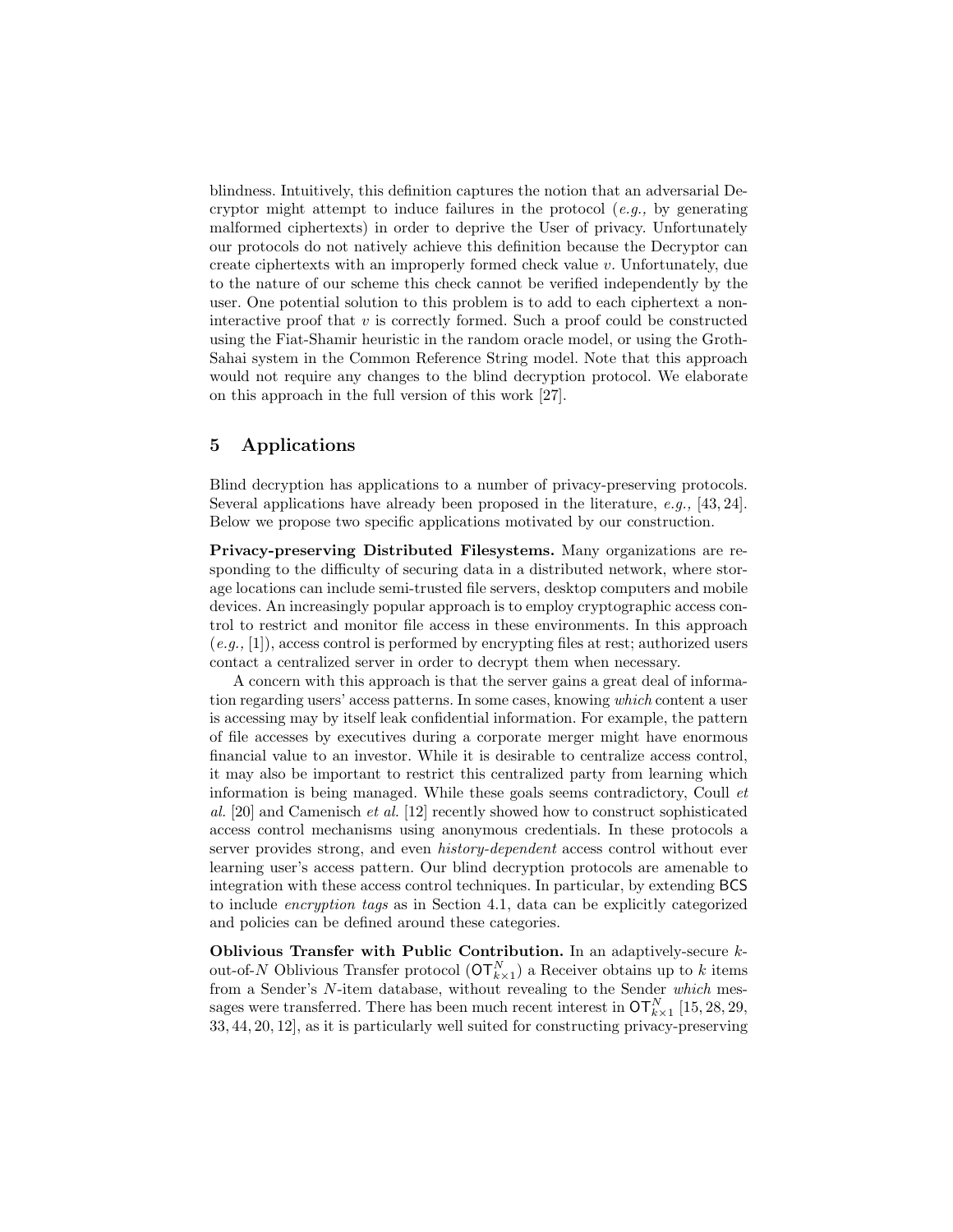blindness. Intuitively, this definition captures the notion that an adversarial Decryptor might attempt to induce failures in the protocol (*e.g.,* by generating malformed ciphertexts) in order to deprive the User of privacy. Unfortunately our protocols do not natively achieve this definition because the Decryptor can create ciphertexts with an improperly formed check value $v$. Unfortunately, due to the nature of our scheme this check cannot be verified independently by the user. One potential solution to this problem is to add to each ciphertext a non-interactive proof that $v$ is correctly formed. Such a proof could be constructed using the Fiat-Shamir heuristic in the random oracle model, or using the Groth-Sahai system in the Common Reference String model. Note that this approach would not require any changes to the blind decryption protocol. We elaborate on this approach in the full version of this work [27].

## 5 Applications

Blind decryption has applications to a number of privacy-preserving protocols. Several applications have already been proposed in the literature, *e.g.,* [43, 24]. Below we propose two specific applications motivated by our construction.

**Privacy-preserving Distributed Filesystems.** Many organizations are responding to the difficulty of securing data in a distributed network, where storage locations can include semi-trusted file servers, desktop computers and mobile devices. An increasingly popular approach is to employ cryptographic access control to restrict and monitor file access in these environments. In this approach (*e.g.,* [1]), access control is performed by encrypting files at rest; authorized users contact a centralized server in order to decrypt them when necessary.

A concern with this approach is that the server gains a great deal of information regarding users' access patterns. In some cases, knowing *which* content a user is accessing may by itself leak confidential information. For example, the pattern of file accesses by executives during a corporate merger might have enormous financial value to an investor. While it is desirable to centralize access control, it may also be important to restrict this centralized party from learning which information is being managed. While these goals seems contradictory, Coull *et al.* [20] and Camenisch *et al.* [12] recently showed how to construct sophisticated access control mechanisms using anonymous credentials. In these protocols a server provides strong, and even *history-dependent* access control without ever learning user's access pattern. Our blind decryption protocols are amenable to integration with these access control techniques. In particular, by extending BCS to include *encryption tags* as in Section 4.1, data can be explicitly categorized and policies can be defined around these categories.

**Oblivious Transfer with Public Contribution.** In an adaptively-secure $k$-out-of-$N$ Oblivious Transfer protocol ($\mathsf{OT}^N_{k\times 1}$) a Receiver obtains up to $k$ items from a Sender's $N$-item database, without revealing to the Sender *which* messages were transferred. There has been much recent interest in $\mathsf{OT}^N_{k\times 1}$ [15, 28, 29, 33, 44, 20, 12], as it is particularly well suited for constructing privacy-preserving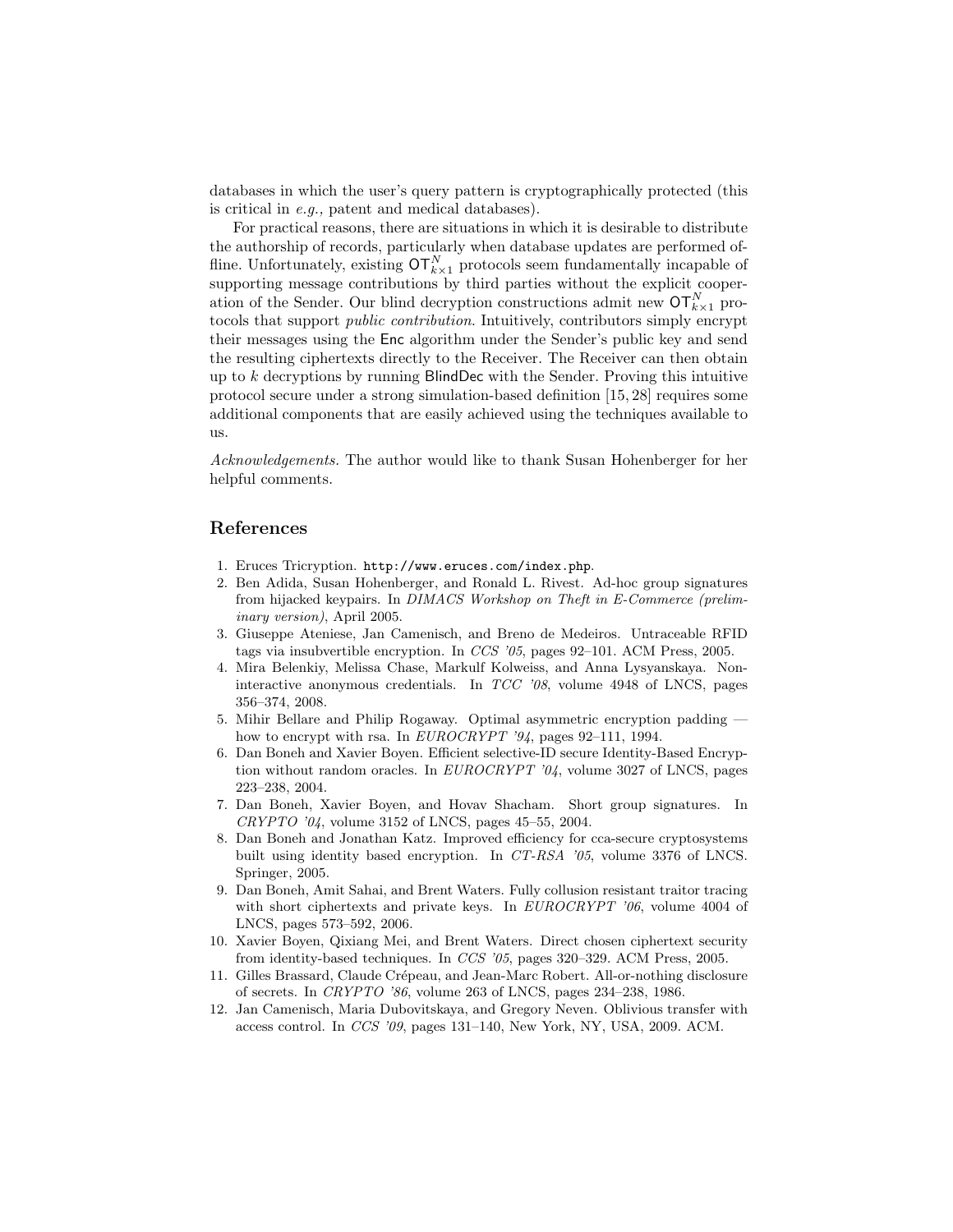databases in which the user's query pattern is cryptographically protected (this is critical in *e.g.,* patent and medical databases).

For practical reasons, there are situations in which it is desirable to distribute the authorship of records, particularly when database updates are performed offline. Unfortunately, existing $\mathsf{OT}^N_{k\times 1}$ protocols seem fundamentally incapable of supporting message contributions by third parties without the explicit cooperation of the Sender. Our blind decryption constructions admit new $\mathsf{OT}^N_{k\times 1}$ protocols that support *public contribution*. Intuitively, contributors simply encrypt their messages using the $\mathsf{Enc}$ algorithm under the Sender's public key and send the resulting ciphertexts directly to the Receiver. The Receiver can then obtain up to $k$ decryptions by running $\mathsf{BlindDec}$ with the Sender. Proving this intuitive protocol secure under a strong simulation-based definition [15, 28] requires some additional components that are easily achieved using the techniques available to us.

*Acknowledgements.* The author would like to thank Susan Hohenberger for her helpful comments.

## References

1. Eruces Tricryption. `http://www.eruces.com/index.php`.
2. Ben Adida, Susan Hohenberger, and Ronald L. Rivest. Ad-hoc group signatures from hijacked keypairs. In *DIMACS Workshop on Theft in E-Commerce (preliminary version)*, April 2005.
3. Giuseppe Ateniese, Jan Camenisch, and Breno de Medeiros. Untraceable RFID tags via insubvertible encryption. In *CCS '05*, pages 92–101. ACM Press, 2005.
4. Mira Belenkiy, Melissa Chase, Markulf Kolweiss, and Anna Lysyanskaya. Non-interactive anonymous credentials. In *TCC '08*, volume 4948 of LNCS, pages 356–374, 2008.
5. Mihir Bellare and Philip Rogaway. Optimal asymmetric encryption padding — how to encrypt with rsa. In *EUROCRYPT '94*, pages 92–111, 1994.
6. Dan Boneh and Xavier Boyen. Efficient selective-ID secure Identity-Based Encryption without random oracles. In *EUROCRYPT '04*, volume 3027 of LNCS, pages 223–238, 2004.
7. Dan Boneh, Xavier Boyen, and Hovav Shacham. Short group signatures. In *CRYPTO '04*, volume 3152 of LNCS, pages 45–55, 2004.
8. Dan Boneh and Jonathan Katz. Improved efficiency for cca-secure cryptosystems built using identity based encryption. In *CT-RSA '05*, volume 3376 of LNCS. Springer, 2005.
9. Dan Boneh, Amit Sahai, and Brent Waters. Fully collusion resistant traitor tracing with short ciphertexts and private keys. In *EUROCRYPT '06*, volume 4004 of LNCS, pages 573–592, 2006.
10. Xavier Boyen, Qixiang Mei, and Brent Waters. Direct chosen ciphertext security from identity-based techniques. In *CCS '05*, pages 320–329. ACM Press, 2005.
11. Gilles Brassard, Claude Crépeau, and Jean-Marc Robert. All-or-nothing disclosure of secrets. In *CRYPTO '86*, volume 263 of LNCS, pages 234–238, 1986.
12. Jan Camenisch, Maria Dubovitskaya, and Gregory Neven. Oblivious transfer with access control. In *CCS '09*, pages 131–140, New York, NY, USA, 2009. ACM.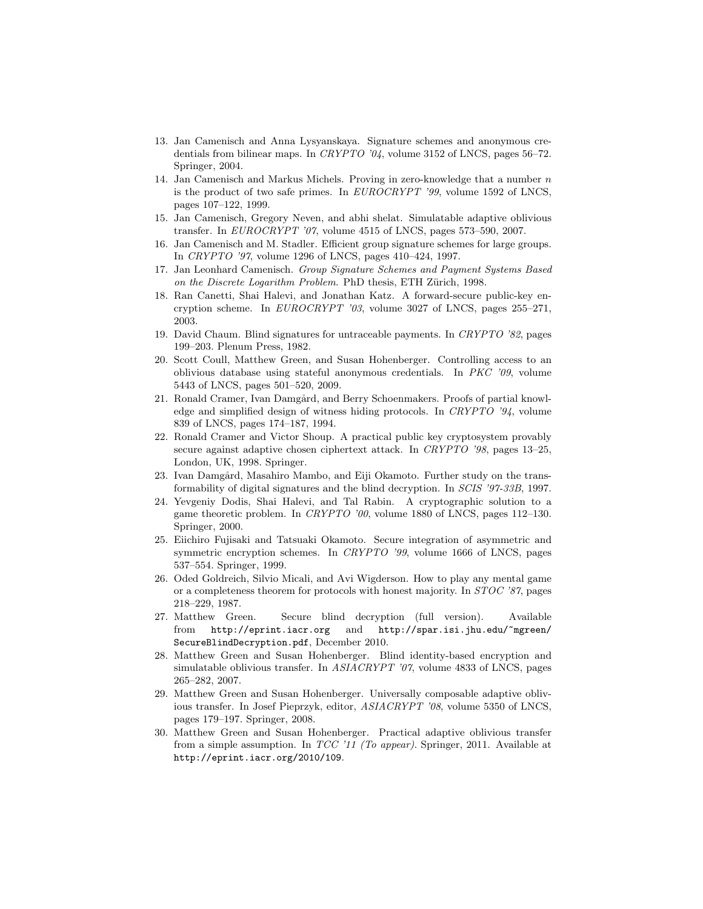13. Jan Camenisch and Anna Lysyanskaya. Signature schemes and anonymous credentials from bilinear maps. In *CRYPTO '04*, volume 3152 of LNCS, pages 56–72. Springer, 2004.
14. Jan Camenisch and Markus Michels. Proving in zero-knowledge that a number $n$ is the product of two safe primes. In *EUROCRYPT '99*, volume 1592 of LNCS, pages 107–122, 1999.
15. Jan Camenisch, Gregory Neven, and abhi shelat. Simulatable adaptive oblivious transfer. In *EUROCRYPT '07*, volume 4515 of LNCS, pages 573–590, 2007.
16. Jan Camenisch and M. Stadler. Efficient group signature schemes for large groups. In *CRYPTO '97*, volume 1296 of LNCS, pages 410–424, 1997.
17. Jan Leonhard Camenisch. *Group Signature Schemes and Payment Systems Based on the Discrete Logarithm Problem*. PhD thesis, ETH Zürich, 1998.
18. Ran Canetti, Shai Halevi, and Jonathan Katz. A forward-secure public-key encryption scheme. In *EUROCRYPT '03*, volume 3027 of LNCS, pages 255–271, 2003.
19. David Chaum. Blind signatures for untraceable payments. In *CRYPTO '82*, pages 199–203. Plenum Press, 1982.
20. Scott Coull, Matthew Green, and Susan Hohenberger. Controlling access to an oblivious database using stateful anonymous credentials. In *PKC '09*, volume 5443 of LNCS, pages 501–520, 2009.
21. Ronald Cramer, Ivan Damgård, and Berry Schoenmakers. Proofs of partial knowledge and simplified design of witness hiding protocols. In *CRYPTO '94*, volume 839 of LNCS, pages 174–187, 1994.
22. Ronald Cramer and Victor Shoup. A practical public key cryptosystem provably secure against adaptive chosen ciphertext attack. In *CRYPTO '98*, pages 13–25, London, UK, 1998. Springer.
23. Ivan Damgård, Masahiro Mambo, and Eiji Okamoto. Further study on the transformability of digital signatures and the blind decryption. In *SCIS '97-33B*, 1997.
24. Yevgeniy Dodis, Shai Halevi, and Tal Rabin. A cryptographic solution to a game theoretic problem. In *CRYPTO '00*, volume 1880 of LNCS, pages 112–130. Springer, 2000.
25. Eiichiro Fujisaki and Tatsuaki Okamoto. Secure integration of asymmetric and symmetric encryption schemes. In *CRYPTO '99*, volume 1666 of LNCS, pages 537–554. Springer, 1999.
26. Oded Goldreich, Silvio Micali, and Avi Wigderson. How to play any mental game or a completeness theorem for protocols with honest majority. In *STOC '87*, pages 218–229, 1987.
27. Matthew Green. Secure blind decryption (full version). Available from `http://eprint.iacr.org` and `http://spar.isi.jhu.edu/~mgreen/SecureBlindDecryption.pdf`, December 2010.
28. Matthew Green and Susan Hohenberger. Blind identity-based encryption and simulatable oblivious transfer. In *ASIACRYPT '07*, volume 4833 of LNCS, pages 265–282, 2007.
29. Matthew Green and Susan Hohenberger. Universally composable adaptive oblivious transfer. In Josef Pieprzyk, editor, *ASIACRYPT '08*, volume 5350 of LNCS, pages 179–197. Springer, 2008.
30. Matthew Green and Susan Hohenberger. Practical adaptive oblivious transfer from a simple assumption. In *TCC '11 (To appear)*. Springer, 2011. Available at `http://eprint.iacr.org/2010/109`.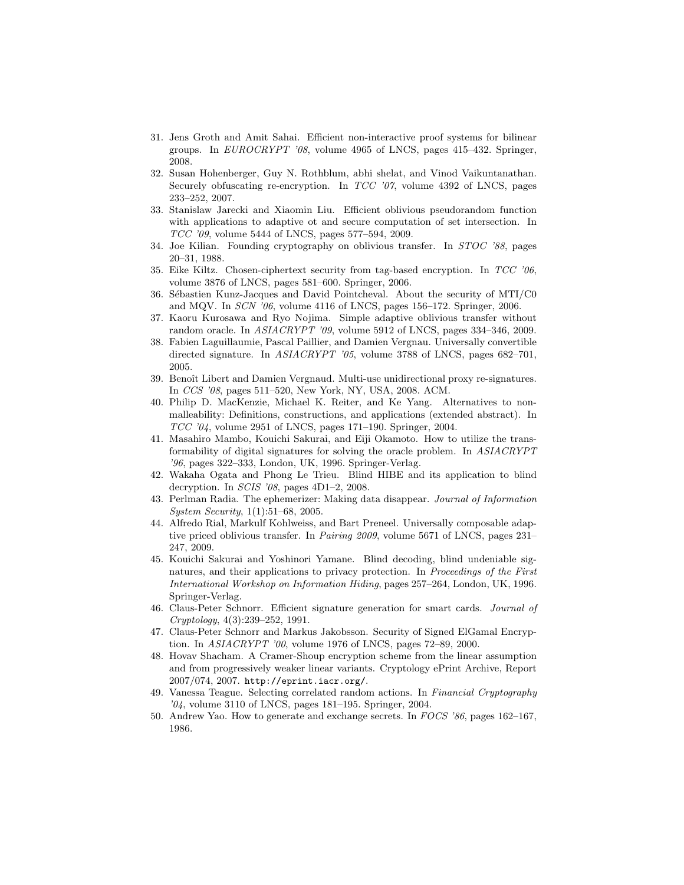31. Jens Groth and Amit Sahai. Efficient non-interactive proof systems for bilinear groups. In *EUROCRYPT '08*, volume 4965 of LNCS, pages 415–432. Springer, 2008.
32. Susan Hohenberger, Guy N. Rothblum, abhi shelat, and Vinod Vaikuntanathan. Securely obfuscating re-encryption. In *TCC '07*, volume 4392 of LNCS, pages 233–252, 2007.
33. Stanislaw Jarecki and Xiaomin Liu. Efficient oblivious pseudorandom function with applications to adaptive ot and secure computation of set intersection. In *TCC '09*, volume 5444 of LNCS, pages 577–594, 2009.
34. Joe Kilian. Founding cryptography on oblivious transfer. In *STOC '88*, pages 20–31, 1988.
35. Eike Kiltz. Chosen-ciphertext security from tag-based encryption. In *TCC '06*, volume 3876 of LNCS, pages 581–600. Springer, 2006.
36. Sébastien Kunz-Jacques and David Pointcheval. About the security of MTI/C0 and MQV. In *SCN '06*, volume 4116 of LNCS, pages 156–172. Springer, 2006.
37. Kaoru Kurosawa and Ryo Nojima. Simple adaptive oblivious transfer without random oracle. In *ASIACRYPT '09*, volume 5912 of LNCS, pages 334–346, 2009.
38. Fabien Laguillaumie, Pascal Paillier, and Damien Vergnau. Universally convertible directed signature. In *ASIACRYPT '05*, volume 3788 of LNCS, pages 682–701, 2005.
39. Benoît Libert and Damien Vergnaud. Multi-use unidirectional proxy re-signatures. In *CCS '08*, pages 511–520, New York, NY, USA, 2008. ACM.
40. Philip D. MacKenzie, Michael K. Reiter, and Ke Yang. Alternatives to non-malleability: Definitions, constructions, and applications (extended abstract). In *TCC '04*, volume 2951 of LNCS, pages 171–190. Springer, 2004.
41. Masahiro Mambo, Kouichi Sakurai, and Eiji Okamoto. How to utilize the transformability of digital signatures for solving the oracle problem. In *ASIACRYPT '96*, pages 322–333, London, UK, 1996. Springer-Verlag.
42. Wakaha Ogata and Phong Le Trieu. Blind HIBE and its application to blind decryption. In *SCIS '08*, pages 4D1–2, 2008.
43. Perlman Radia. The ephemerizer: Making data disappear. *Journal of Information System Security*, 1(1):51–68, 2005.
44. Alfredo Rial, Markulf Kohlweiss, and Bart Preneel. Universally composable adaptive priced oblivious transfer. In *Pairing 2009*, volume 5671 of LNCS, pages 231–247, 2009.
45. Kouichi Sakurai and Yoshinori Yamane. Blind decoding, blind undeniable signatures, and their applications to privacy protection. In *Proceedings of the First International Workshop on Information Hiding*, pages 257–264, London, UK, 1996. Springer-Verlag.
46. Claus-Peter Schnorr. Efficient signature generation for smart cards. *Journal of Cryptology*, 4(3):239–252, 1991.
47. Claus-Peter Schnorr and Markus Jakobsson. Security of Signed ElGamal Encryption. In *ASIACRYPT '00*, volume 1976 of LNCS, pages 72–89, 2000.
48. Hovav Shacham. A Cramer-Shoup encryption scheme from the linear assumption and from progressively weaker linear variants. Cryptology ePrint Archive, Report 2007/074, 2007. `http://eprint.iacr.org/`.
49. Vanessa Teague. Selecting correlated random actions. In *Financial Cryptography '04*, volume 3110 of LNCS, pages 181–195. Springer, 2004.
50. Andrew Yao. How to generate and exchange secrets. In *FOCS '86*, pages 162–167, 1986.